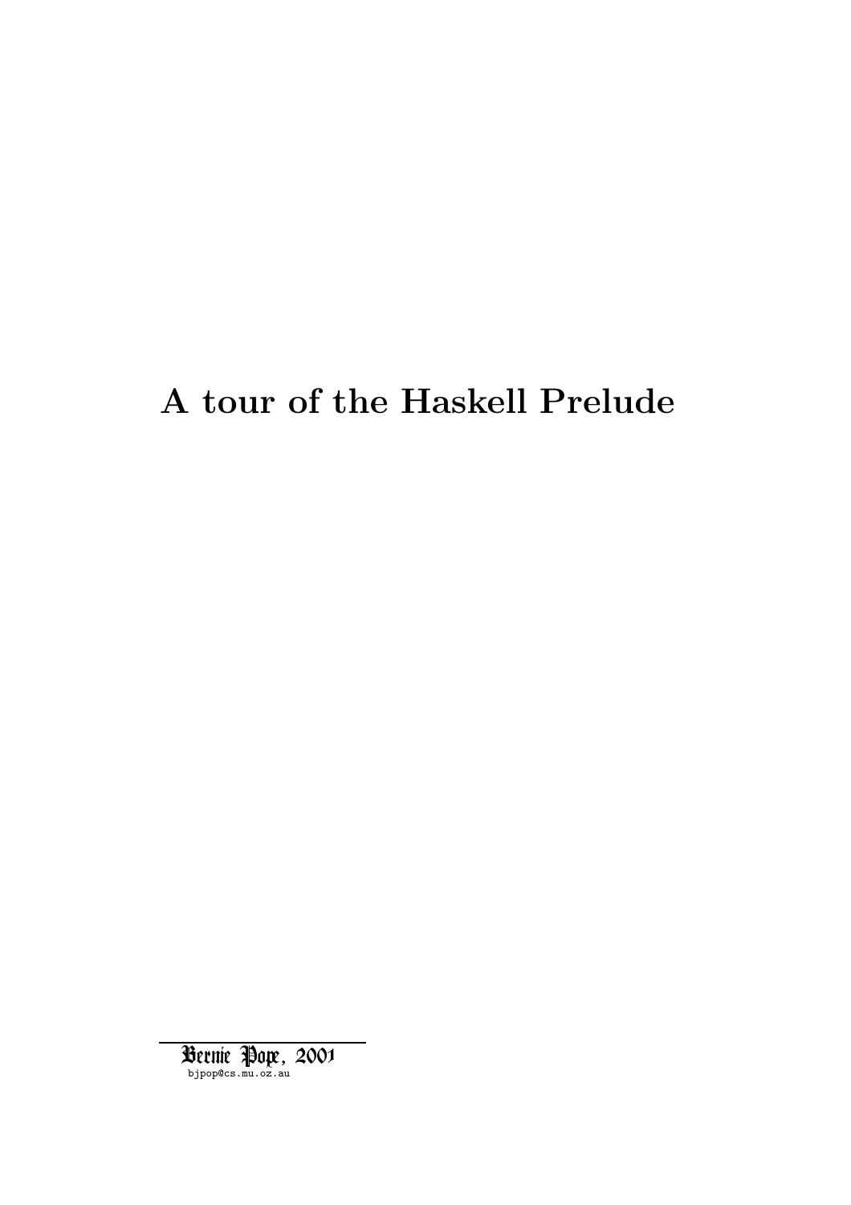# A tour of the Haskell Prelude

Bernie Pope, 2001
bjpop@cs.mu.oz.au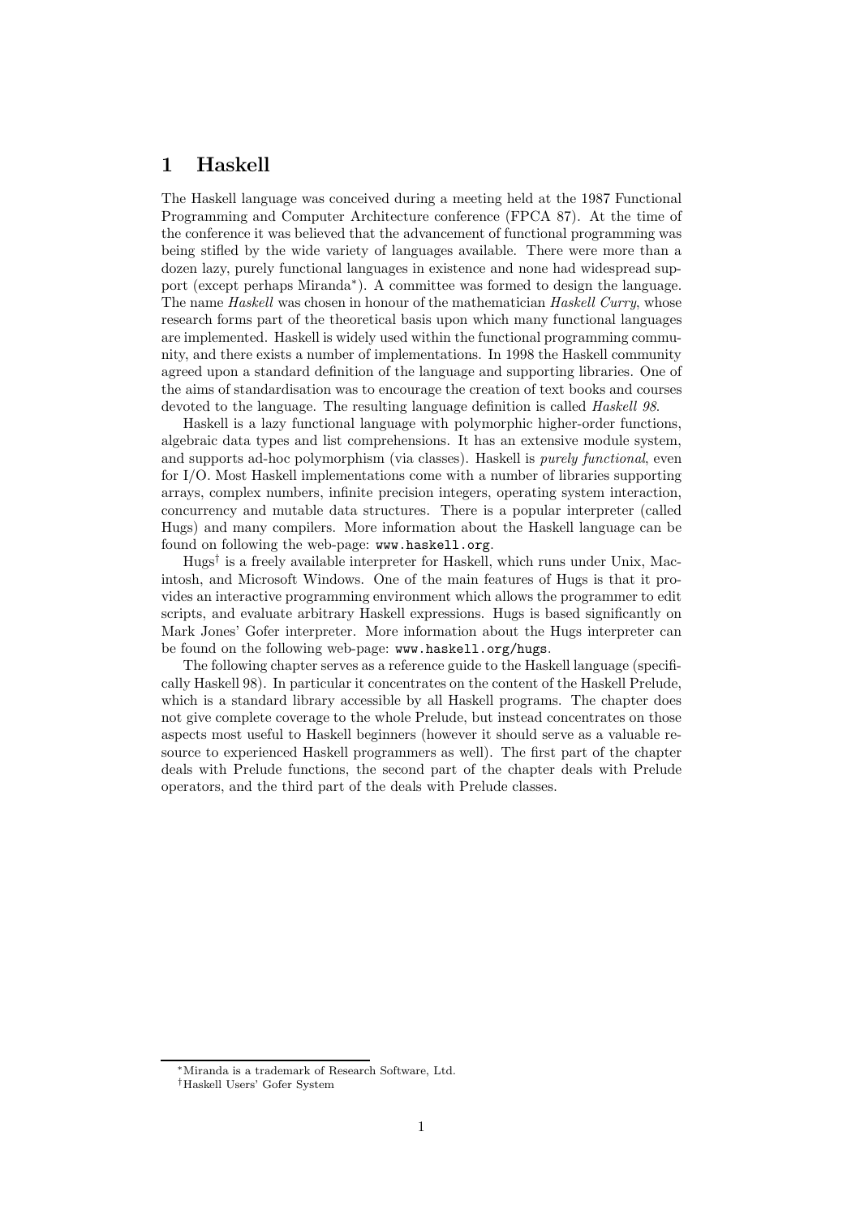# 1 Haskell

The Haskell language was conceived during a meeting held at the 1987 Functional Programming and Computer Architecture conference (FPCA 87). At the time of the conference it was believed that the advancement of functional programming was being stifled by the wide variety of languages available. There were more than a dozen lazy, purely functional languages in existence and none had widespread support (except perhaps Miranda*). A committee was formed to design the language. The name *Haskell* was chosen in honour of the mathematician *Haskell Curry*, whose research forms part of the theoretical basis upon which many functional languages are implemented. Haskell is widely used within the functional programming community, and there exists a number of implementations. In 1998 the Haskell community agreed upon a standard definition of the language and supporting libraries. One of the aims of standardisation was to encourage the creation of text books and courses devoted to the language. The resulting language definition is called *Haskell 98*.

Haskell is a lazy functional language with polymorphic higher-order functions, algebraic data types and list comprehensions. It has an extensive module system, and supports ad-hoc polymorphism (via classes). Haskell is *purely functional*, even for I/O. Most Haskell implementations come with a number of libraries supporting arrays, complex numbers, infinite precision integers, operating system interaction, concurrency and mutable data structures. There is a popular interpreter (called Hugs) and many compilers. More information about the Haskell language can be found on following the web-page: `www.haskell.org`.

Hugs† is a freely available interpreter for Haskell, which runs under Unix, Macintosh, and Microsoft Windows. One of the main features of Hugs is that it provides an interactive programming environment which allows the programmer to edit scripts, and evaluate arbitrary Haskell expressions. Hugs is based significantly on Mark Jones' Gofer interpreter. More information about the Hugs interpreter can be found on the following web-page: `www.haskell.org/hugs`.

The following chapter serves as a reference guide to the Haskell language (specifically Haskell 98). In particular it concentrates on the content of the Haskell Prelude, which is a standard library accessible by all Haskell programs. The chapter does not give complete coverage to the whole Prelude, but instead concentrates on those aspects most useful to Haskell beginners (however it should serve as a valuable resource to experienced Haskell programmers as well). The first part of the chapter deals with Prelude functions, the second part of the chapter deals with Prelude operators, and the third part of the deals with Prelude classes.

---

*Miranda is a trademark of Research Software, Ltd.

†Haskell Users' Gofer System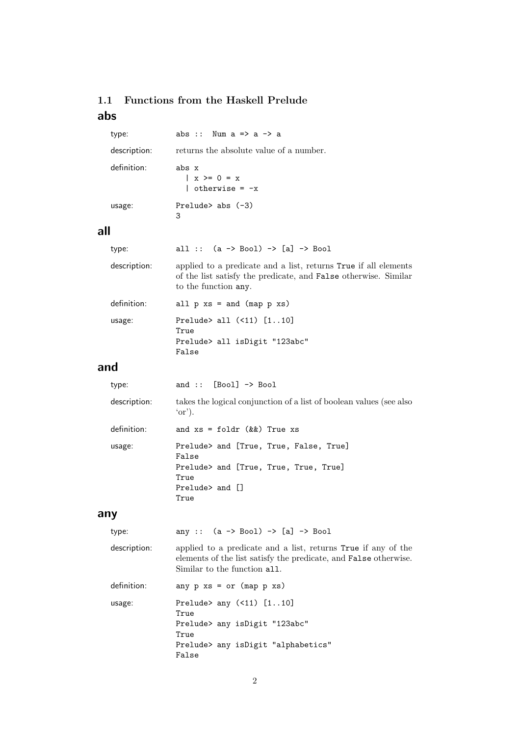### 1.1 Functions from the Haskell Prelude

## abs

type:

```
abs :: Num a => a -> a
```

description: returns the absolute value of a number.

definition:

```
abs x
  | x >= 0 = x
  | otherwise = -x
```

usage:

```
Prelude> abs (-3)
3
```

## all

type:

```
all :: (a -> Bool) -> [a] -> Bool
```

description: applied to a predicate and a list, returns `True` if all elements of the list satisfy the predicate, and `False` otherwise. Similar to the function `any`.

definition:

```
all p xs = and (map p xs)
```

usage:

```
Prelude> all (<11) [1..10]
True
Prelude> all isDigit "123abc"
False
```

## and

type:

```
and :: [Bool] -> Bool
```

description: takes the logical conjunction of a list of boolean values (see also 'or').

definition:

```
and xs = foldr (&&) True xs
```

usage:

```
Prelude> and [True, True, False, True]
False
Prelude> and [True, True, True, True]
True
Prelude> and []
True
```

## any

type:

```
any :: (a -> Bool) -> [a] -> Bool
```

description: applied to a predicate and a list, returns `True` if any of the elements of the list satisfy the predicate, and `False` otherwise. Similar to the function `all`.

definition:

```
any p xs = or (map p xs)
```

usage:

```
Prelude> any (<11) [1..10]
True
Prelude> any isDigit "123abc"
True
Prelude> any isDigit "alphabetics"
False
```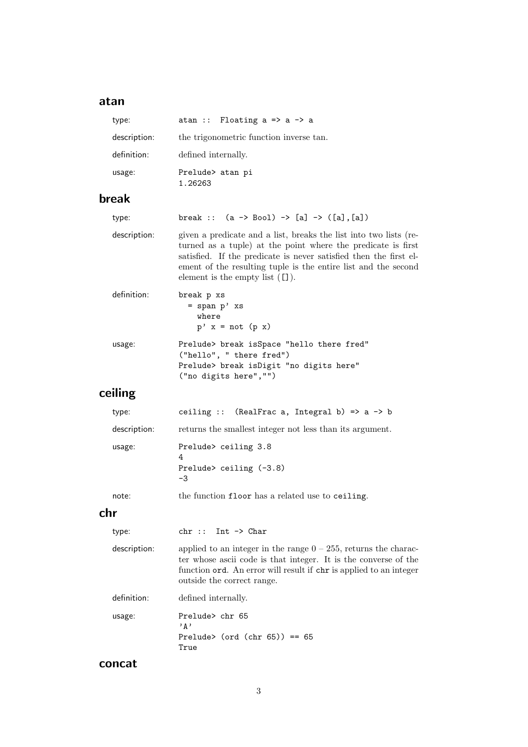## atan

type: `atan :: Floating a => a -> a`

description: the trigonometric function inverse tan.

definition: defined internally.

usage:

```
Prelude> atan pi
1.26263
```

## break

type: `break :: (a -> Bool) -> [a] -> ([a],[a])`

description: given a predicate and a list, breaks the list into two lists (returned as a tuple) at the point where the predicate is first satisfied. If the predicate is never satisfied then the first element of the resulting tuple is the entire list and the second element is the empty list (`[]`).

definition:

```
break p xs
  = span p' xs
    where
    p' x = not (p x)
```

usage:

```
Prelude> break isSpace "hello there fred"
("hello", " there fred")
Prelude> break isDigit "no digits here"
("no digits here","")
```

## ceiling

type: `ceiling :: (RealFrac a, Integral b) => a -> b`

description: returns the smallest integer not less than its argument.

usage:

```
Prelude> ceiling 3.8
4
Prelude> ceiling (-3.8)
-3
```

note: the function `floor` has a related use to `ceiling`.

## chr

type: `chr :: Int -> Char`

description: applied to an integer in the range 0 – 255, returns the character whose ascii code is that integer. It is the converse of the function `ord`. An error will result if `chr` is applied to an integer outside the correct range.

definition: defined internally.

usage:

```
Prelude> chr 65
'A'
Prelude> (ord (chr 65)) == 65
True
```

## concat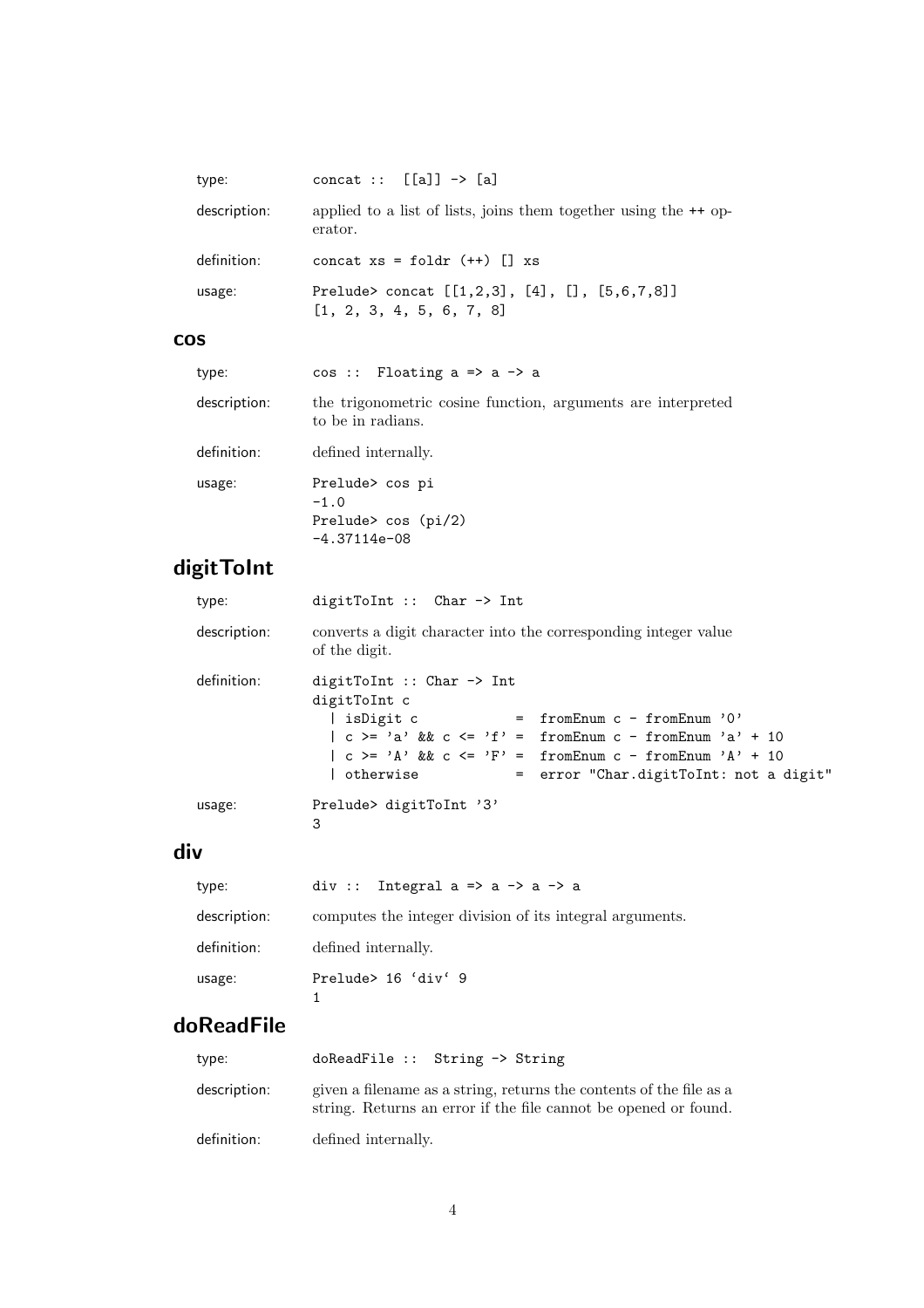type: `concat :: [[a]] -> [a]`

description: applied to a list of lists, joins them together using the ++ operator.

definition:

```
concat xs = foldr (++) [] xs
```

usage:

```
Prelude> concat [[1,2,3], [4], [], [5,6,7,8]]
[1, 2, 3, 4, 5, 6, 7, 8]
```

## cos

type: `cos :: Floating a => a -> a`

description: the trigonometric cosine function, arguments are interpreted to be in radians.

definition: defined internally.

usage:

```
Prelude> cos pi
-1.0
Prelude> cos (pi/2)
-4.37114e-08
```

## digitToInt

type: `digitToInt :: Char -> Int`

description: converts a digit character into the corresponding integer value of the digit.

definition:

```
digitToInt :: Char -> Int
digitToInt c
  | isDigit c            =  fromEnum c - fromEnum '0'
  | c >= 'a' && c <= 'f' =  fromEnum c - fromEnum 'a' + 10
  | c >= 'A' && c <= 'F' =  fromEnum c - fromEnum 'A' + 10
  | otherwise            =  error "Char.digitToInt: not a digit"
```

usage:

```
Prelude> digitToInt '3'
3
```

## div

type: `div :: Integral a => a -> a -> a`

description: computes the integer division of its integral arguments.

definition: defined internally.

usage:

```
Prelude> 16 `div` 9
1
```

## doReadFile

type: `doReadFile :: String -> String`

description: given a filename as a string, returns the contents of the file as a string. Returns an error if the file cannot be opened or found.

definition: defined internally.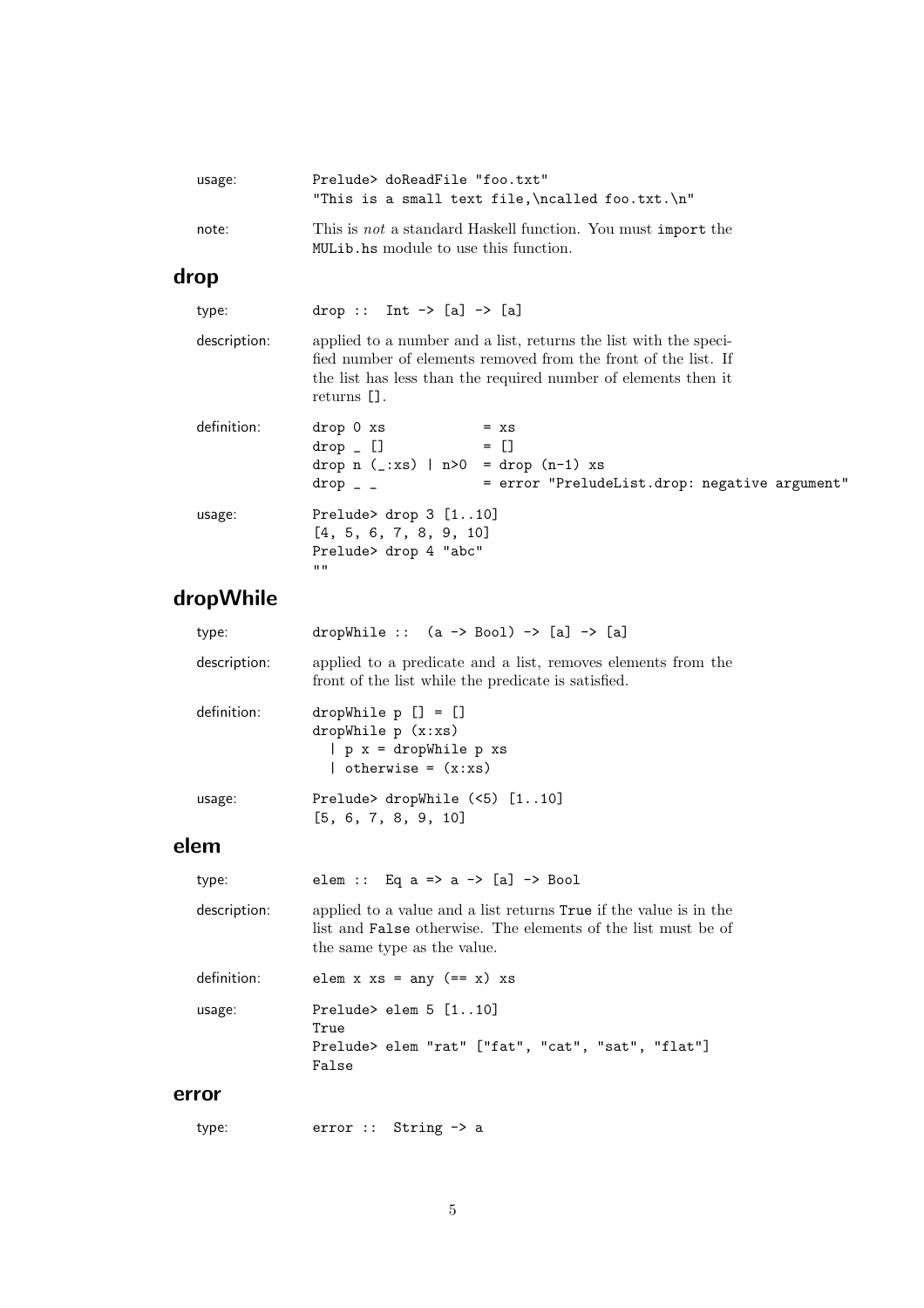usage:

```
Prelude> doReadFile "foo.txt"
"This is a small text file,\ncalled foo.txt.\n"
```

note: This is *not* a standard Haskell function. You must `import` the `MULib.hs` module to use this function.

## drop

type:

```
drop ::  Int -> [a] -> [a]
```

description: applied to a number and a list, returns the list with the specified number of elements removed from the front of the list. If the list has less than the required number of elements then it returns [].

definition:

```
drop 0 xs            = xs
drop _ []            = []
drop n (_:xs) | n>0  = drop (n-1) xs
drop _ _             = error "PreludeList.drop: negative argument"
```

usage:

```
Prelude> drop 3 [1..10]
[4, 5, 6, 7, 8, 9, 10]
Prelude> drop 4 "abc"
""
```

## dropWhile

type:

```
dropWhile ::  (a -> Bool) -> [a] -> [a]
```

description: applied to a predicate and a list, removes elements from the front of the list while the predicate is satisfied.

definition:

```
dropWhile p [] = []
dropWhile p (x:xs)
  | p x = dropWhile p xs
  | otherwise = (x:xs)
```

usage:

```
Prelude> dropWhile (<5) [1..10]
[5, 6, 7, 8, 9, 10]
```

## elem

type:

```
elem ::  Eq a => a -> [a] -> Bool
```

description: applied to a value and a list returns `True` if the value is in the list and `False` otherwise. The elements of the list must be of the same type as the value.

definition:

```
elem x xs = any (== x) xs
```

usage:

```
Prelude> elem 5 [1..10]
True
Prelude> elem "rat" ["fat", "cat", "sat", "flat"]
False
```

## error

type:

```
error ::  String -> a
```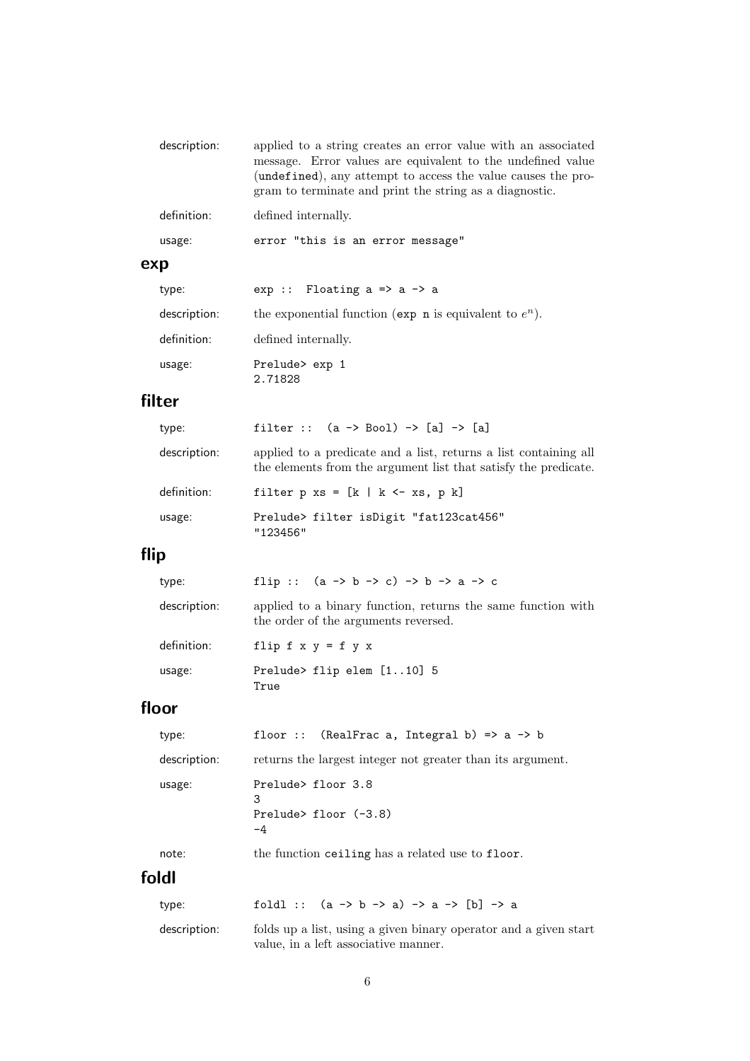description: applied to a string creates an error value with an associated message. Error values are equivalent to the undefined value (`undefined`), any attempt to access the value causes the program to terminate and print the string as a diagnostic.

definition: defined internally.

usage:
```
error "this is an error message"
```

## exp

type:
```
exp :: Floating a => a -> a
```

description: the exponential function (`exp n` is equivalent to $e^n$).

definition: defined internally.

usage:
```
Prelude> exp 1
2.71828
```

## filter

type:
```
filter :: (a -> Bool) -> [a] -> [a]
```

description: applied to a predicate and a list, returns a list containing all the elements from the argument list that satisfy the predicate.

definition:
```
filter p xs = [k | k <- xs, p k]
```

usage:
```
Prelude> filter isDigit "fat123cat456"
"123456"
```

## flip

type:
```
flip :: (a -> b -> c) -> b -> a -> c
```

description: applied to a binary function, returns the same function with the order of the arguments reversed.

definition:
```
flip f x y = f y x
```

usage:
```
Prelude> flip elem [1..10] 5
True
```

## floor

type:
```
floor :: (RealFrac a, Integral b) => a -> b
```

description: returns the largest integer not greater than its argument.

usage:
```
Prelude> floor 3.8
3
Prelude> floor (-3.8)
-4
```

note: the function `ceiling` has a related use to `floor`.

## foldl

type:
```
foldl :: (a -> b -> a) -> a -> [b] -> a
```

description: folds up a list, using a given binary operator and a given start value, in a left associative manner.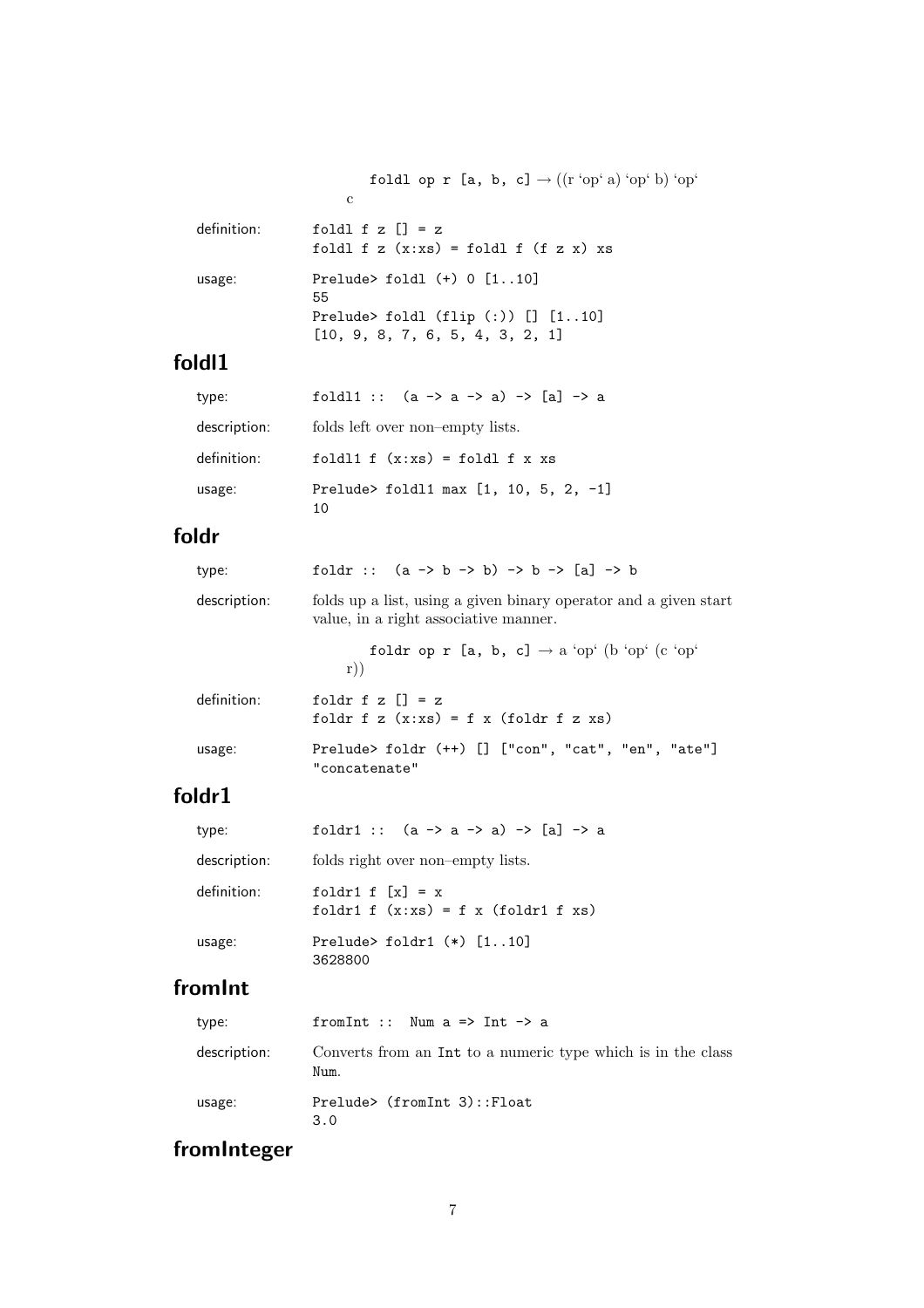foldl op r [a, b, c] → ((r ‘op‘ a) ‘op‘ b) ‘op‘ c

definition:

```
foldl f z [] = z
foldl f z (x:xs) = foldl f (f z x) xs
```

usage:

```
Prelude> foldl (+) 0 [1..10]
55
Prelude> foldl (flip (:)) [] [1..10]
[10, 9, 8, 7, 6, 5, 4, 3, 2, 1]
```

## foldl1

type:

```
foldl1 :: (a -> a -> a) -> [a] -> a
```

description: folds left over non–empty lists.

definition:

```
foldl1 f (x:xs) = foldl f x xs
```

usage:

```
Prelude> foldl1 max [1, 10, 5, 2, -1]
10
```

## foldr

type:

```
foldr :: (a -> b -> b) -> b -> [a] -> b
```

description: folds up a list, using a given binary operator and a given start value, in a right associative manner.

foldr op r [a, b, c] → a ‘op‘ (b ‘op‘ (c ‘op‘ r))

definition:

```
foldr f z [] = z
foldr f z (x:xs) = f x (foldr f z xs)
```

usage:

```
Prelude> foldr (++) [] ["con", "cat", "en", "ate"]
"concatenate"
```

## foldr1

type:

```
foldr1 :: (a -> a -> a) -> [a] -> a
```

description: folds right over non–empty lists.

definition:

```
foldr1 f [x] = x
foldr1 f (x:xs) = f x (foldr1 f xs)
```

usage:

```
Prelude> foldr1 (*) [1..10]
3628800
```

## fromInt

type:

```
fromInt :: Num a => Int -> a
```

description: Converts from an `Int` to a numeric type which is in the class `Num`.

usage:

```
Prelude> (fromInt 3)::Float
3.0
```

## fromInteger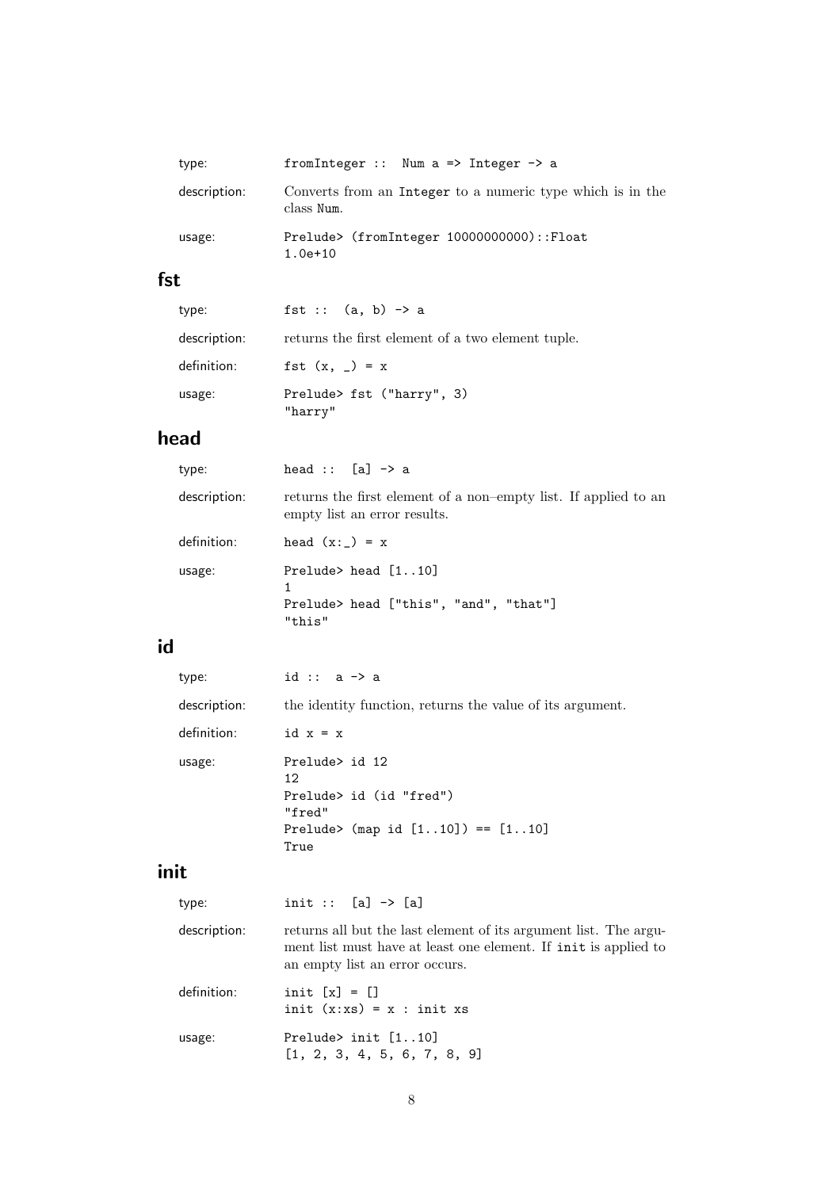type: `fromInteger :: Num a => Integer -> a`

description: Converts from an `Integer` to a numeric type which is in the class `Num`.

usage:
```
Prelude> (fromInteger 10000000000)::Float
1.0e+10
```

## fst

type: `fst :: (a, b) -> a`

description: returns the first element of a two element tuple.

definition:
```
fst (x, _) = x
```

usage:
```
Prelude> fst ("harry", 3)
"harry"
```

## head

type: `head :: [a] -> a`

description: returns the first element of a non–empty list. If applied to an empty list an error results.

definition:
```
head (x:_) = x
```

usage:
```
Prelude> head [1..10]
1
Prelude> head ["this", "and", "that"]
"this"
```

## id

type: `id :: a -> a`

description: the identity function, returns the value of its argument.

definition:
```
id x = x
```

usage:
```
Prelude> id 12
12
Prelude> id (id "fred")
"fred"
Prelude> (map id [1..10]) == [1..10]
True
```

## init

type: `init :: [a] -> [a]`

description: returns all but the last element of its argument list. The argument list must have at least one element. If `init` is applied to an empty list an error occurs.

definition:
```
init [x] = []
init (x:xs) = x : init xs
```

usage:
```
Prelude> init [1..10]
[1, 2, 3, 4, 5, 6, 7, 8, 9]
```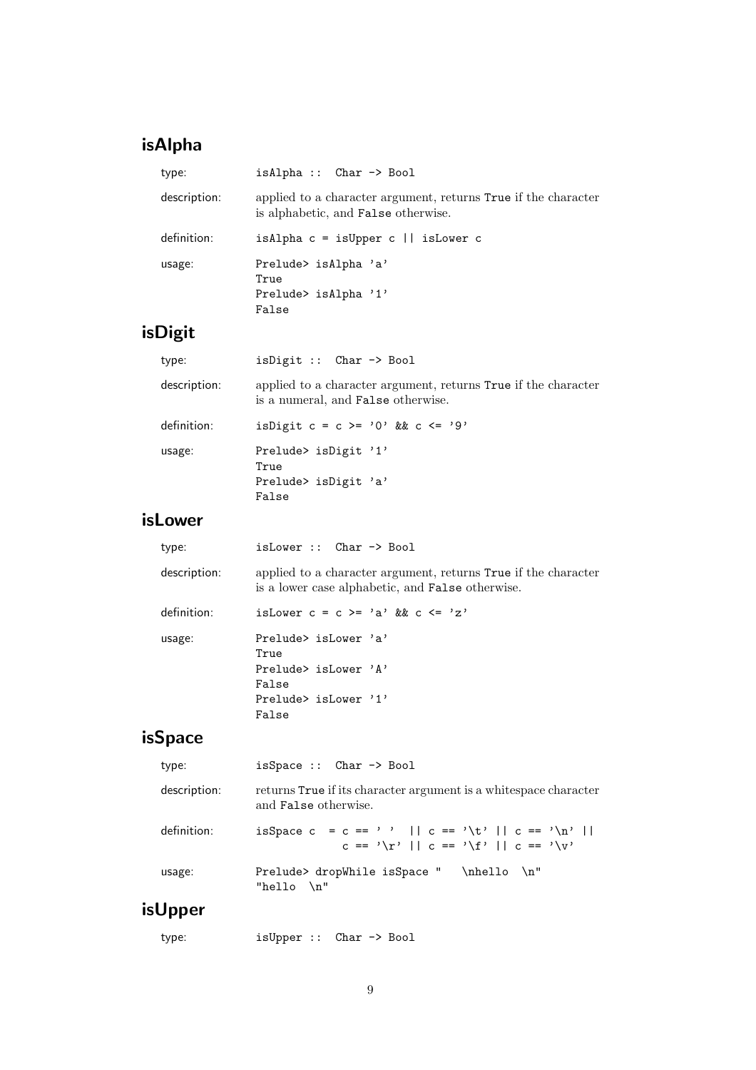## isAlpha

type:
```
isAlpha :: Char -> Bool
```

description: applied to a character argument, returns `True` if the character is alphabetic, and `False` otherwise.

definition:
```
isAlpha c = isUpper c || isLower c
```

usage:
```
Prelude> isAlpha 'a'
True
Prelude> isAlpha '1'
False
```

## isDigit

type:
```
isDigit :: Char -> Bool
```

description: applied to a character argument, returns `True` if the character is a numeral, and `False` otherwise.

definition:
```
isDigit c = c >= '0' && c <= '9'
```

usage:
```
Prelude> isDigit '1'
True
Prelude> isDigit 'a'
False
```

## isLower

type:
```
isLower :: Char -> Bool
```

description: applied to a character argument, returns `True` if the character is a lower case alphabetic, and `False` otherwise.

definition:
```
isLower c = c >= 'a' && c <= 'z'
```

usage:
```
Prelude> isLower 'a'
True
Prelude> isLower 'A'
False
Prelude> isLower '1'
False
```

## isSpace

type:
```
isSpace :: Char -> Bool
```

description: returns `True` if its character argument is a whitespace character and `False` otherwise.

definition:
```
isSpace c  = c == ' '  || c == '\t' || c == '\n' ||
             c == '\r' || c == '\f' || c == '\v'
```

usage:
```
Prelude> dropWhile isSpace "   \nhello  \n"
"hello  \n"
```

## isUpper

type:
```
isUpper :: Char -> Bool
```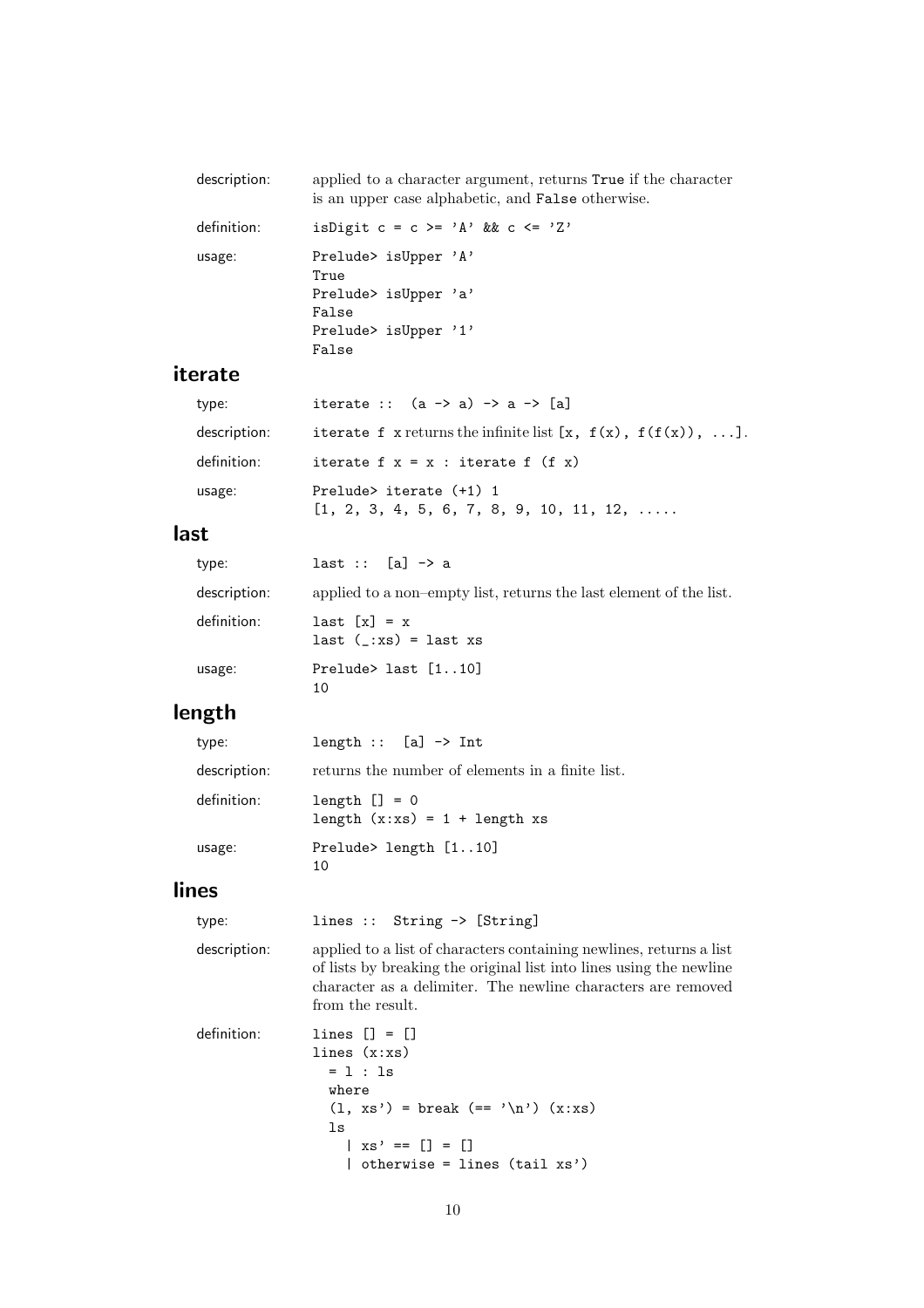description: applied to a character argument, returns `True` if the character is an upper case alphabetic, and `False` otherwise.

definition:
```
isDigit c = c >= 'A' && c <= 'Z'
```

usage:
```
Prelude> isUpper 'A'
True
Prelude> isUpper 'a'
False
Prelude> isUpper '1'
False
```

## iterate

type:
```
iterate :: (a -> a) -> a -> [a]
```

description: `iterate f x` returns the infinite list `[x, f(x), f(f(x)), ...]`.

definition:
```
iterate f x = x : iterate f (f x)
```

usage:
```
Prelude> iterate (+1) 1
[1, 2, 3, 4, 5, 6, 7, 8, 9, 10, 11, 12, .....
```

## last

type:
```
last :: [a] -> a
```

description: applied to a non–empty list, returns the last element of the list.

definition:
```
last [x] = x
last (_:xs) = last xs
```

usage:
```
Prelude> last [1..10]
10
```

## length

type:
```
length :: [a] -> Int
```

description: returns the number of elements in a finite list.

definition:
```
length [] = 0
length (x:xs) = 1 + length xs
```

usage:
```
Prelude> length [1..10]
10
```

## lines

type:
```
lines :: String -> [String]
```

description: applied to a list of characters containing newlines, returns a list of lists by breaking the original list into lines using the newline character as a delimiter. The newline characters are removed from the result.

definition:
```
lines [] = []
lines (x:xs)
  = l : ls
  where
  (l, xs') = break (== '\n') (x:xs)
  ls
    | xs' == [] = []
    | otherwise = lines (tail xs')
```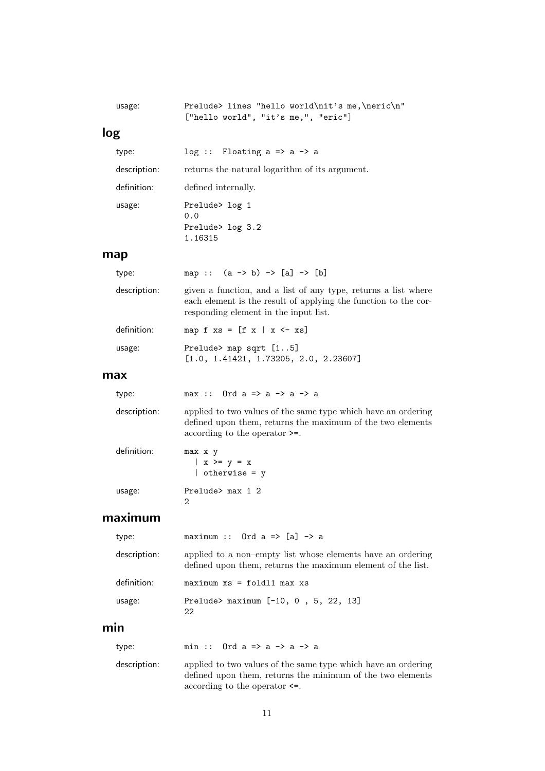usage:

```
Prelude> lines "hello world\nit's me,\neric\n"
["hello world", "it's me,", "eric"]
```

## log

type:

```
log :: Floating a => a -> a
```

description: returns the natural logarithm of its argument.

definition: defined internally.

usage:

```
Prelude> log 1
0.0
Prelude> log 3.2
1.16315
```

## map

type:

```
map :: (a -> b) -> [a] -> [b]
```

description: given a function, and a list of any type, returns a list where each element is the result of applying the function to the corresponding element in the input list.

definition:

```
map f xs = [f x | x <- xs]
```

usage:

```
Prelude> map sqrt [1..5]
[1.0, 1.41421, 1.73205, 2.0, 2.23607]
```

## max

type:

```
max :: Ord a => a -> a -> a
```

description: applied to two values of the same type which have an ordering defined upon them, returns the maximum of the two elements according to the operator >=.

definition:

```
max x y
  | x >= y = x
  | otherwise = y
```

usage:

```
Prelude> max 1 2
2
```

## maximum

type:

```
maximum :: Ord a => [a] -> a
```

description: applied to a non–empty list whose elements have an ordering defined upon them, returns the maximum element of the list.

definition:

```
maximum xs = foldl1 max xs
```

usage:

```
Prelude> maximum [-10, 0 , 5, 22, 13]
22
```

## min

type:

```
min :: Ord a => a -> a -> a
```

description: applied to two values of the same type which have an ordering defined upon them, returns the minimum of the two elements according to the operator <=.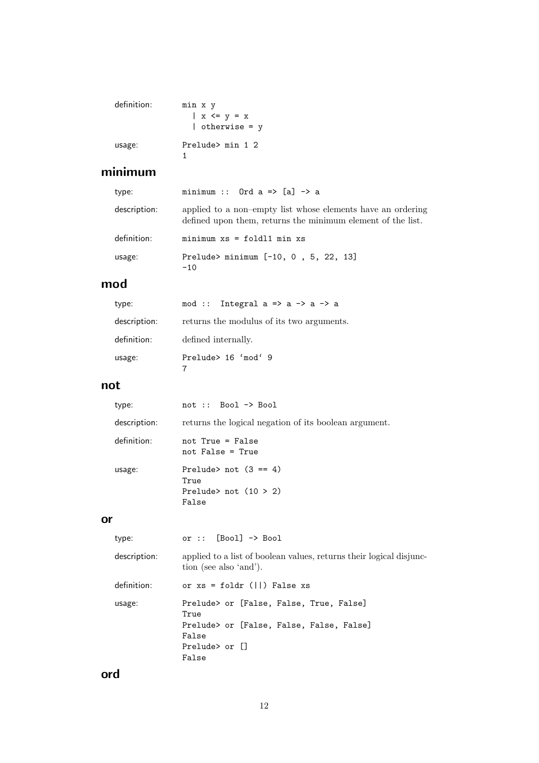definition:
```
min x y
  | x <= y = x
  | otherwise = y
```

usage:
```
Prelude> min 1 2
1
```

## minimum

type:
```
minimum :: Ord a => [a] -> a
```

description: applied to a non–empty list whose elements have an ordering defined upon them, returns the minimum element of the list.

definition:
```
minimum xs = foldl1 min xs
```

usage:
```
Prelude> minimum [-10, 0 , 5, 22, 13]
-10
```

## mod

type:
```
mod :: Integral a => a -> a -> a
```

description: returns the modulus of its two arguments.

definition: defined internally.

usage:
```
Prelude> 16 `mod` 9
7
```

## not

type:
```
not :: Bool -> Bool
```

description: returns the logical negation of its boolean argument.

definition:
```
not True = False
not False = True
```

usage:
```
Prelude> not (3 == 4)
True
Prelude> not (10 > 2)
False
```

## or

type:
```
or :: [Bool] -> Bool
```

description: applied to a list of boolean values, returns their logical disjunction (see also 'and').

definition:
```
or xs = foldr (||) False xs
```

usage:
```
Prelude> or [False, False, True, False]
True
Prelude> or [False, False, False, False]
False
Prelude> or []
False
```

## ord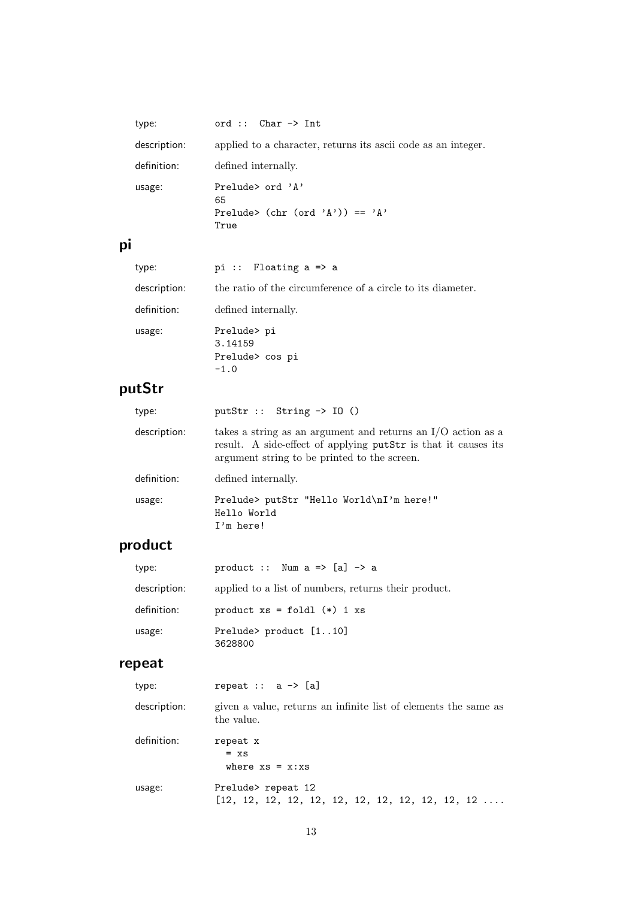| | |
|---|---|
| type: | `ord :: Char -> Int` |
| description: | applied to a character, returns its ascii code as an integer. |
| definition: | defined internally. |
| usage: | `Prelude> ord 'A'`<br>`65`<br>`Prelude> (chr (ord 'A')) == 'A'`<br>`True` |

## pi

| | |
|---|---|
| type: | `pi :: Floating a => a` |
| description: | the ratio of the circumference of a circle to its diameter. |
| definition: | defined internally. |
| usage: | `Prelude> pi`<br>`3.14159`<br>`Prelude> cos pi`<br>`-1.0` |

## putStr

| | |
|---|---|
| type: | `putStr :: String -> IO ()` |
| description: | takes a string as an argument and returns an I/O action as a result. A side-effect of applying `putStr` is that it causes its argument string to be printed to the screen. |
| definition: | defined internally. |
| usage: | `Prelude> putStr "Hello World\nI'm here!"`<br>`Hello World`<br>`I'm here!` |

## product

| | |
|---|---|
| type: | `product :: Num a => [a] -> a` |
| description: | applied to a list of numbers, returns their product. |
| definition: | `product xs = foldl (*) 1 xs` |
| usage: | `Prelude> product [1..10]`<br>`3628800` |

## repeat

type: `repeat :: a -> [a]`

description: given a value, returns an infinite list of elements the same as the value.

definition:

```
repeat x
  = xs
  where xs = x:xs
```

usage:

```
Prelude> repeat 12
[12, 12, 12, 12, 12, 12, 12, 12, 12, 12, 12, 12 ....
```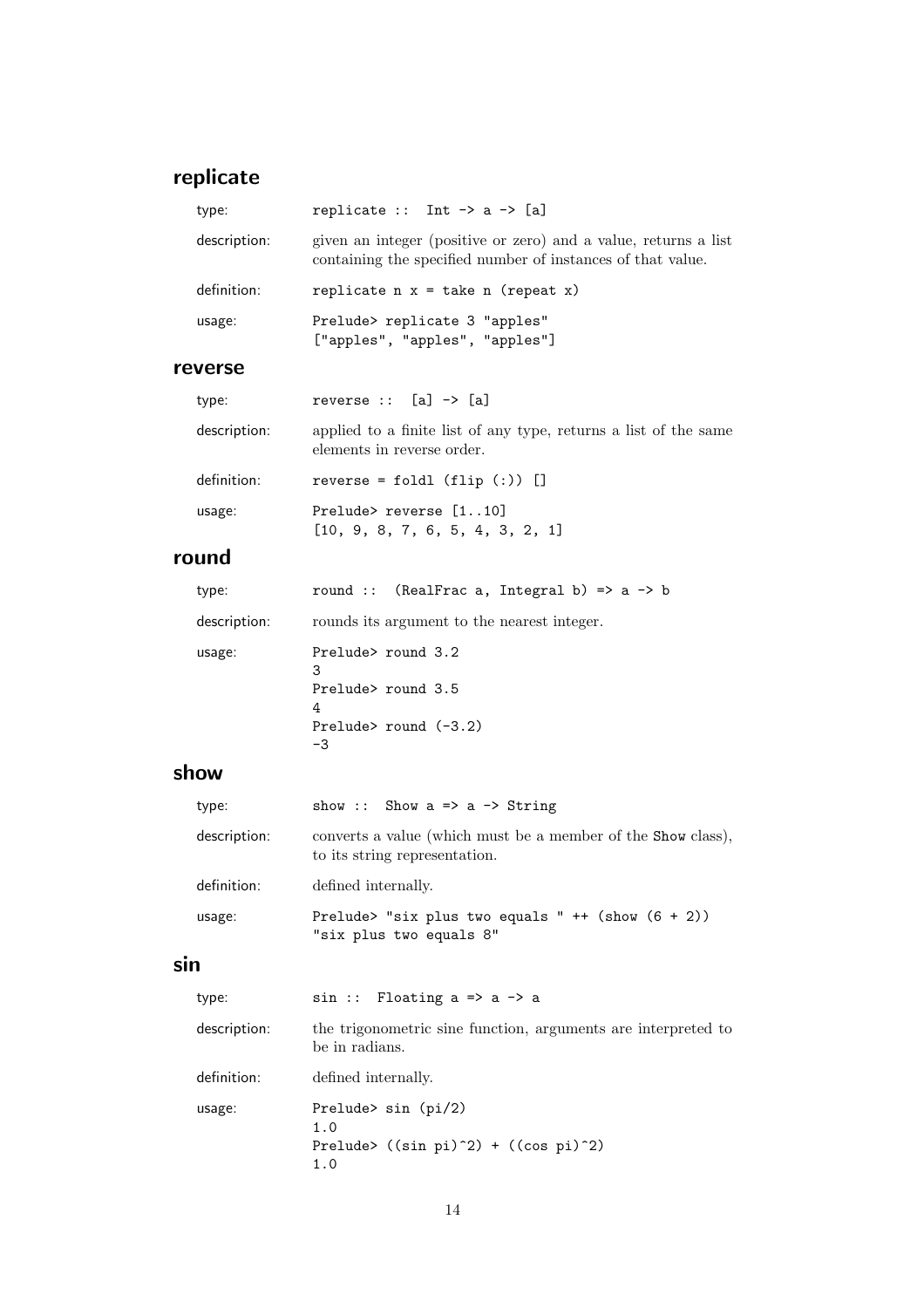## replicate

**type:** `replicate :: Int -> a -> [a]`

**description:** given an integer (positive or zero) and a value, returns a list containing the specified number of instances of that value.

**definition:** `replicate n x = take n (repeat x)`

**usage:**

```
Prelude> replicate 3 "apples"
["apples", "apples", "apples"]
```

## reverse

**type:** `reverse :: [a] -> [a]`

**description:** applied to a finite list of any type, returns a list of the same elements in reverse order.

**definition:** `reverse = foldl (flip (:)) []`

**usage:**

```
Prelude> reverse [1..10]
[10, 9, 8, 7, 6, 5, 4, 3, 2, 1]
```

## round

**type:** `round :: (RealFrac a, Integral b) => a -> b`

**description:** rounds its argument to the nearest integer.

**usage:**

```
Prelude> round 3.2
3
Prelude> round 3.5
4
Prelude> round (-3.2)
-3
```

## show

**type:** `show :: Show a => a -> String`

**description:** converts a value (which must be a member of the `Show` class), to its string representation.

**definition:** defined internally.

**usage:**

```
Prelude> "six plus two equals " ++ (show (6 + 2))
"six plus two equals 8"
```

## sin

**type:** `sin :: Floating a => a -> a`

**description:** the trigonometric sine function, arguments are interpreted to be in radians.

**definition:** defined internally.

**usage:**

```
Prelude> sin (pi/2)
1.0
Prelude> ((sin pi)^2) + ((cos pi)^2)
1.0
```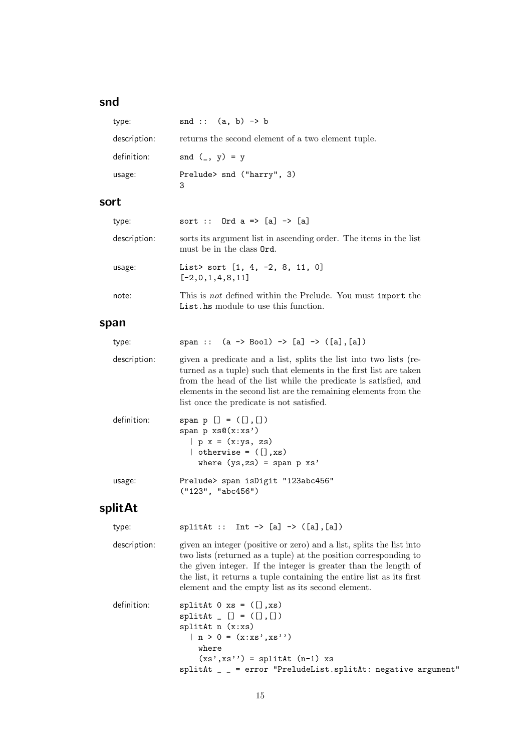## snd

**type:**

```
snd :: (a, b) -> b
```

**description:** returns the second element of a two element tuple.

**definition:**

```
snd (_, y) = y
```

**usage:**

```
Prelude> snd ("harry", 3)
3
```

## sort

**type:**

```
sort :: Ord a => [a] -> [a]
```

**description:** sorts its argument list in ascending order. The items in the list must be in the class `Ord`.

**usage:**

```
List> sort [1, 4, -2, 8, 11, 0]
[-2,0,1,4,8,11]
```

**note:** This is *not* defined within the Prelude. You must `import` the `List.hs` module to use this function.

## span

**type:**

```
span :: (a -> Bool) -> [a] -> ([a],[a])
```

**description:** given a predicate and a list, splits the list into two lists (returned as a tuple) such that elements in the first list are taken from the head of the list while the predicate is satisfied, and elements in the second list are the remaining elements from the list once the predicate is not satisfied.

**definition:**

```
span p [] = ([],[])
span p xs@(x:xs')
  | p x = (x:ys, zs)
  | otherwise = ([],xs)
    where (ys,zs) = span p xs'
```

**usage:**

```
Prelude> span isDigit "123abc456"
("123", "abc456")
```

## splitAt

**type:**

```
splitAt :: Int -> [a] -> ([a],[a])
```

**description:** given an integer (positive or zero) and a list, splits the list into two lists (returned as a tuple) at the position corresponding to the given integer. If the integer is greater than the length of the list, it returns a tuple containing the entire list as its first element and the empty list as its second element.

**definition:**

```
splitAt 0 xs = ([],xs)
splitAt _ [] = ([],[])
splitAt n (x:xs)
  | n > 0 = (x:xs',xs'')
    where
    (xs',xs'') = splitAt (n-1) xs
splitAt _ _ = error "PreludeList.splitAt: negative argument"
```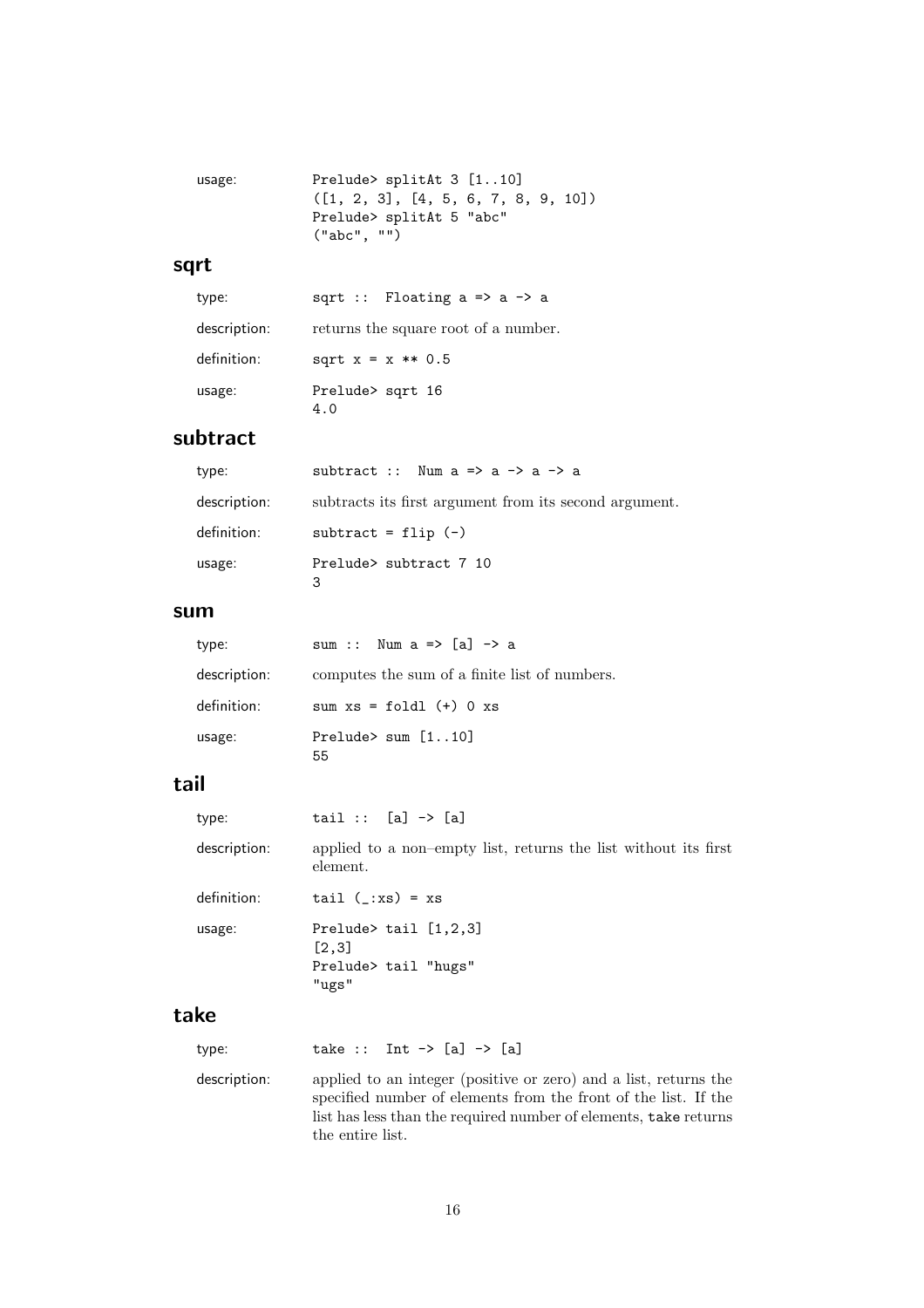usage:
```
Prelude> splitAt 3 [1..10]
([1, 2, 3], [4, 5, 6, 7, 8, 9, 10])
Prelude> splitAt 5 "abc"
("abc", "")
```

## sqrt

type:
```
sqrt :: Floating a => a -> a
```

description: returns the square root of a number.

definition:
```
sqrt x = x ** 0.5
```

usage:
```
Prelude> sqrt 16
4.0
```

## subtract

type:
```
subtract :: Num a => a -> a -> a
```

description: subtracts its first argument from its second argument.

definition:
```
subtract = flip (-)
```

usage:
```
Prelude> subtract 7 10
3
```

## sum

type:
```
sum :: Num a => [a] -> a
```

description: computes the sum of a finite list of numbers.

definition:
```
sum xs = foldl (+) 0 xs
```

usage:
```
Prelude> sum [1..10]
55
```

## tail

type:
```
tail :: [a] -> [a]
```

description: applied to a non–empty list, returns the list without its first element.

definition:
```
tail (_:xs) = xs
```

usage:
```
Prelude> tail [1,2,3]
[2,3]
Prelude> tail "hugs"
"ugs"
```

## take

type:
```
take :: Int -> [a] -> [a]
```

description: applied to an integer (positive or zero) and a list, returns the specified number of elements from the front of the list. If the list has less than the required number of elements, `take` returns the entire list.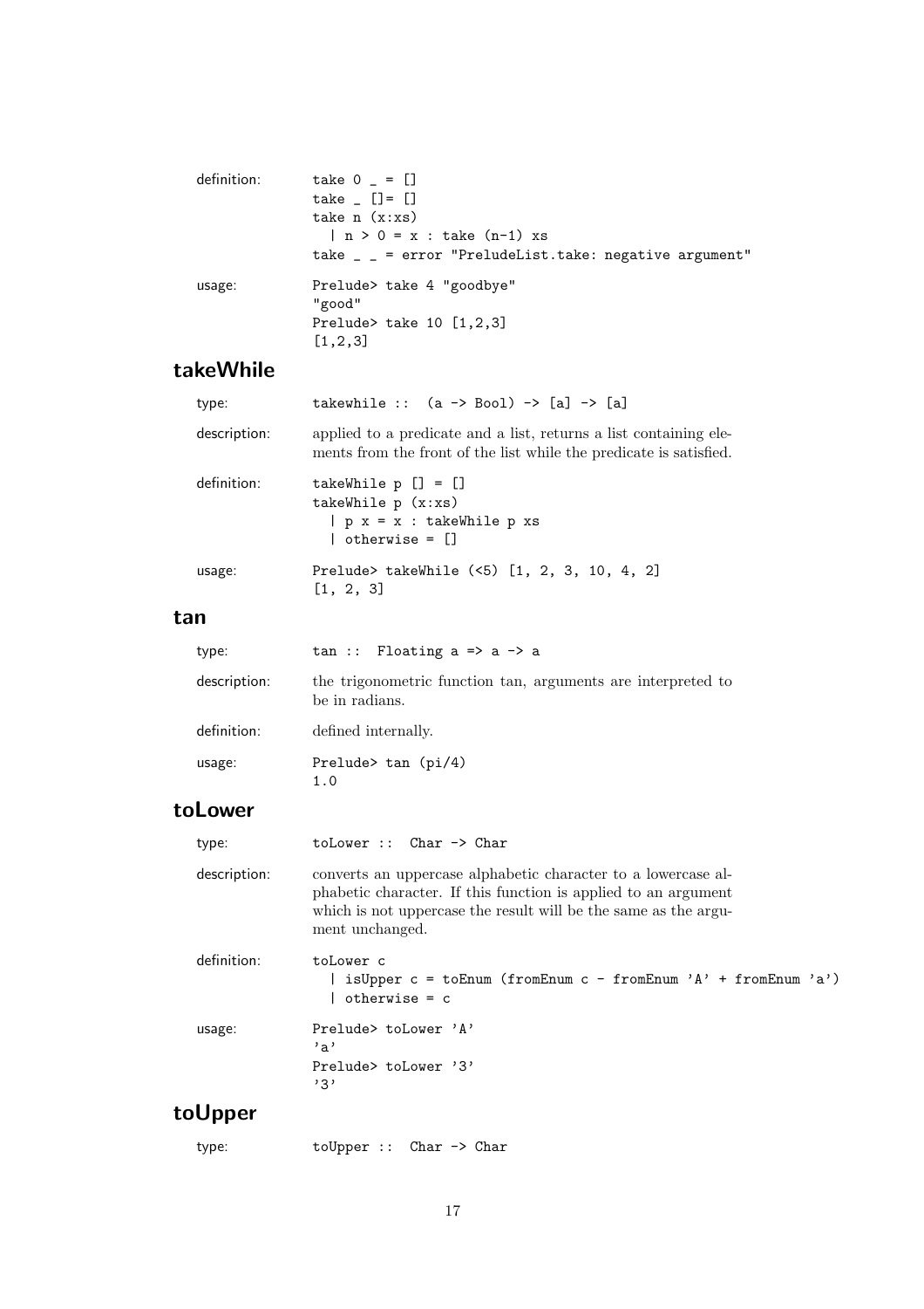definition:

```
take 0 _ = []
take _ []= []
take n (x:xs)
  | n > 0 = x : take (n-1) xs
take _ _ = error "PreludeList.take: negative argument"
```

usage:

```
Prelude> take 4 "goodbye"
"good"
Prelude> take 10 [1,2,3]
[1,2,3]
```

## takeWhile

type:

```
takewhile :: (a -> Bool) -> [a] -> [a]
```

description: applied to a predicate and a list, returns a list containing elements from the front of the list while the predicate is satisfied.

definition:

```
takeWhile p [] = []
takeWhile p (x:xs)
  | p x = x : takeWhile p xs
  | otherwise = []
```

usage:

```
Prelude> takeWhile (<5) [1, 2, 3, 10, 4, 2]
[1, 2, 3]
```

## tan

type:

```
tan :: Floating a => a -> a
```

description: the trigonometric function tan, arguments are interpreted to be in radians.

definition: defined internally.

usage:

```
Prelude> tan (pi/4)
1.0
```

## toLower

type:

```
toLower :: Char -> Char
```

description: converts an uppercase alphabetic character to a lowercase alphabetic character. If this function is applied to an argument which is not uppercase the result will be the same as the argument unchanged.

definition:

```
toLower c
  | isUpper c = toEnum (fromEnum c - fromEnum 'A' + fromEnum 'a')
  | otherwise = c
```

usage:

```
Prelude> toLower 'A'
'a'
Prelude> toLower '3'
'3'
```

## toUpper

type:

```
toUpper :: Char -> Char
```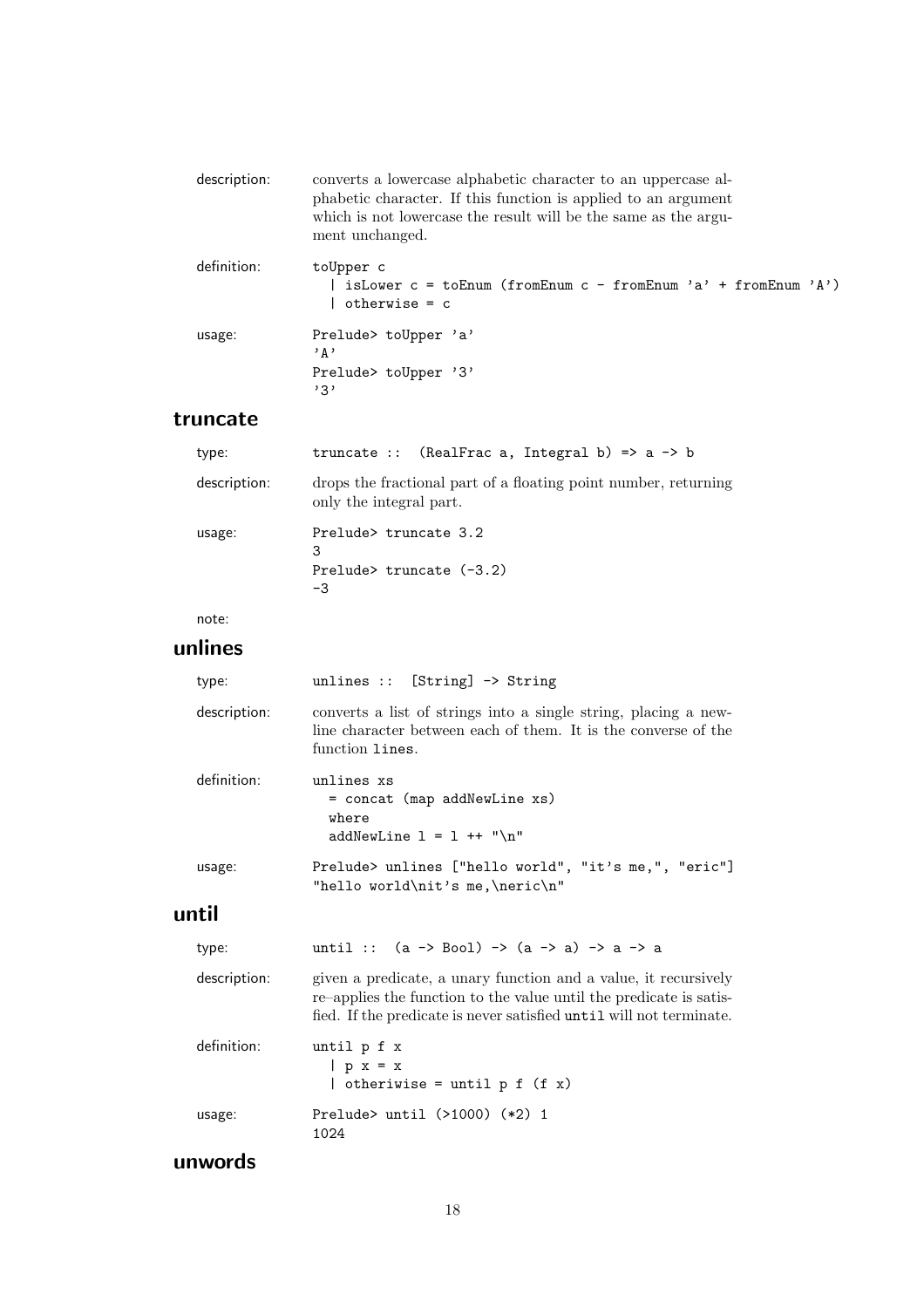description: converts a lowercase alphabetic character to an uppercase alphabetic character. If this function is applied to an argument which is not lowercase the result will be the same as the argument unchanged.

definition:

```
toUpper c
  | isLower c = toEnum (fromEnum c - fromEnum 'a' + fromEnum 'A')
  | otherwise = c
```

usage:

```
Prelude> toUpper 'a'
'A'
Prelude> toUpper '3'
'3'
```

## truncate

type:

```
truncate :: (RealFrac a, Integral b) => a -> b
```

description: drops the fractional part of a floating point number, returning only the integral part.

usage:

```
Prelude> truncate 3.2
3
Prelude> truncate (-3.2)
-3
```

note:

## unlines

type:

```
unlines :: [String] -> String
```

description: converts a list of strings into a single string, placing a newline character between each of them. It is the converse of the function `lines`.

definition:

```
unlines xs
  = concat (map addNewLine xs)
  where
  addNewLine l = l ++ "\n"
```

usage:

```
Prelude> unlines ["hello world", "it's me,", "eric"]
"hello world\nit's me,\neric\n"
```

## until

type:

```
until :: (a -> Bool) -> (a -> a) -> a -> a
```

description: given a predicate, a unary function and a value, it recursively re–applies the function to the value until the predicate is satisfied. If the predicate is never satisfied `until` will not terminate.

definition:

```
until p f x
  | p x = x
  | otheriwise = until p f (f x)
```

usage:

```
Prelude> until (>1000) (*2) 1
1024
```

## unwords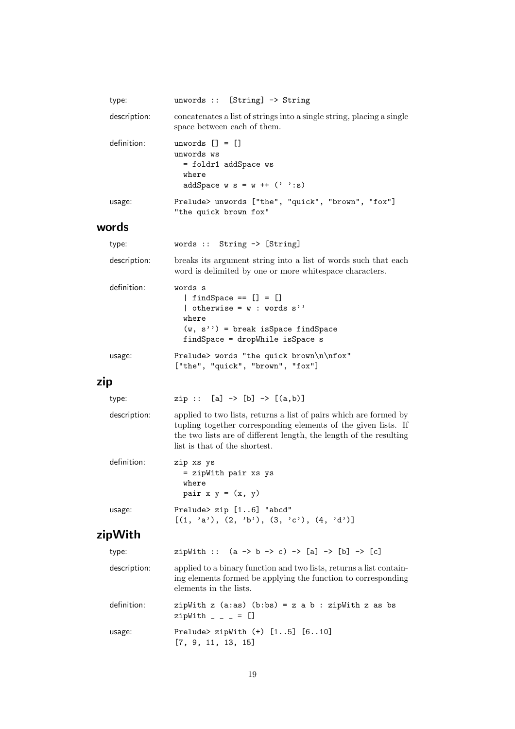type: `unwords :: [String] -> String`

description: concatenates a list of strings into a single string, placing a single space between each of them.

definition:
```
unwords [] = []
unwords ws
  = foldr1 addSpace ws
  where
  addSpace w s = w ++ (' ':s)
```

usage:
```
Prelude> unwords ["the", "quick", "brown", "fox"]
"the quick brown fox"
```

## words

type: `words :: String -> [String]`

description: breaks its argument string into a list of words such that each word is delimited by one or more whitespace characters.

definition:
```
words s
  | findSpace == [] = []
  | otherwise = w : words s''
  where
  (w, s'') = break isSpace findSpace
  findSpace = dropWhile isSpace s
```

usage:
```
Prelude> words "the quick brown\n\nfox"
["the", "quick", "brown", "fox"]
```

## zip

type: `zip :: [a] -> [b] -> [(a,b)]`

description: applied to two lists, returns a list of pairs which are formed by tupling together corresponding elements of the given lists. If the two lists are of different length, the length of the resulting list is that of the shortest.

definition:
```
zip xs ys
  = zipWith pair xs ys
  where
  pair x y = (x, y)
```

usage:
```
Prelude> zip [1..6] "abcd"
[(1, 'a'), (2, 'b'), (3, 'c'), (4, 'd')]
```

## zipWith

type: `zipWith :: (a -> b -> c) -> [a] -> [b] -> [c]`

description: applied to a binary function and two lists, returns a list containing elements formed be applying the function to corresponding elements in the lists.

definition:
```
zipWith z (a:as) (b:bs) = z a b : zipWith z as bs
zipWith _ _ _ = []
```

usage:
```
Prelude> zipWith (+) [1..5] [6..10]
[7, 9, 11, 13, 15]
```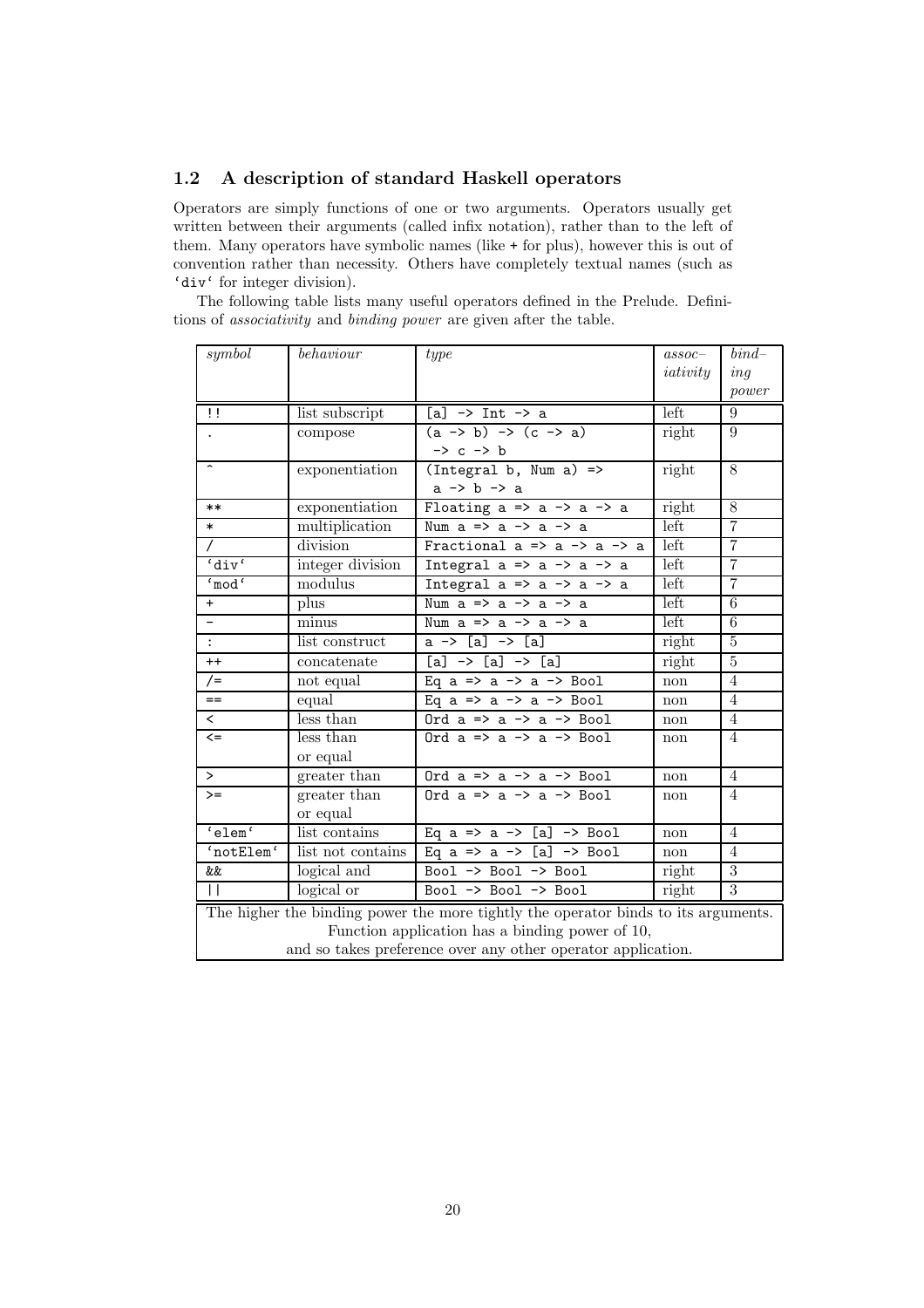## 1.2 A description of standard Haskell operators

Operators are simply functions of one or two arguments. Operators usually get written between their arguments (called infix notation), rather than to the left of them. Many operators have symbolic names (like + for plus), however this is out of convention rather than necessity. Others have completely textual names (such as `div` for integer division).

The following table lists many useful operators defined in the Prelude. Definitions of *associativity* and *binding power* are given after the table.

| *symbol* | *behaviour* | *type* | *assoc–iativity* | *bind–ing power* |
|---|---|---|---|---|
| `!!` | list subscript | `[a] -> Int -> a` | left | 9 |
| `.` | compose | `(a -> b) -> (c -> a) -> c -> b` | right | 9 |
| `^` | exponentiation | `(Integral b, Num a) => a -> b -> a` | right | 8 |
| `**` | exponentiation | `Floating a => a -> a -> a` | right | 8 |
| `*` | multiplication | `Num a => a -> a -> a` | left | 7 |
| `/` | division | `Fractional a => a -> a -> a` | left | 7 |
| `` `div` `` | integer division | `Integral a => a -> a -> a` | left | 7 |
| `` `mod` `` | modulus | `Integral a => a -> a -> a` | left | 7 |
| `+` | plus | `Num a => a -> a -> a` | left | 6 |
| `-` | minus | `Num a => a -> a -> a` | left | 6 |
| `:` | list construct | `a -> [a] -> [a]` | right | 5 |
| `++` | concatenate | `[a] -> [a] -> [a]` | right | 5 |
| `/=` | not equal | `Eq a => a -> a -> Bool` | non | 4 |
| `==` | equal | `Eq a => a -> a -> Bool` | non | 4 |
| `<` | less than | `Ord a => a -> a -> Bool` | non | 4 |
| `<=` | less than or equal | `Ord a => a -> a -> Bool` | non | 4 |
| `>` | greater than | `Ord a => a -> a -> Bool` | non | 4 |
| `>=` | greater than or equal | `Ord a => a -> a -> Bool` | non | 4 |
| `` `elem` `` | list contains | `Eq a => a -> [a] -> Bool` | non | 4 |
| `` `notElem` `` | list not contains | `Eq a => a -> [a] -> Bool` | non | 4 |
| `&&` | logical and | `Bool -> Bool -> Bool` | right | 3 |
| `\|\|` | logical or | `Bool -> Bool -> Bool` | right | 3 |

The higher the binding power the more tightly the operator binds to its arguments. Function application has a binding power of 10, and so takes preference over any other operator application.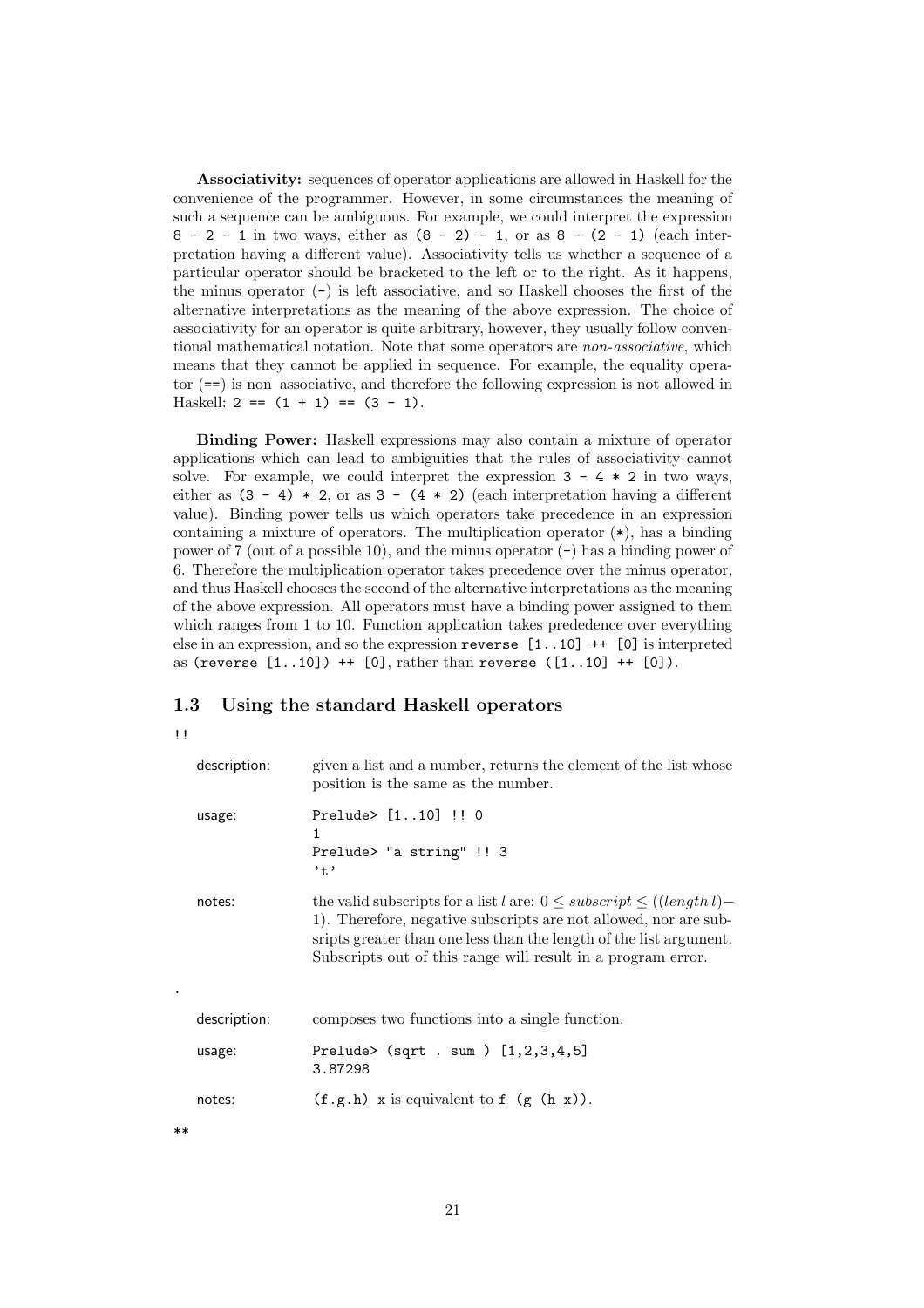**Associativity:** sequences of operator applications are allowed in Haskell for the convenience of the programmer. However, in some circumstances the meaning of such a sequence can be ambiguous. For example, we could interpret the expression `8 - 2 - 1` in two ways, either as `(8 - 2) - 1`, or as `8 - (2 - 1)` (each interpretation having a different value). Associativity tells us whether a sequence of a particular operator should be bracketed to the left or to the right. As it happens, the minus operator (`-`) is left associative, and so Haskell chooses the first of the alternative interpretations as the meaning of the above expression. The choice of associativity for an operator is quite arbitrary, however, they usually follow conventional mathematical notation. Note that some operators are *non-associative*, which means that they cannot be applied in sequence. For example, the equality operator (`==`) is non–associative, and therefore the following expression is not allowed in Haskell: `2 == (1 + 1) == (3 - 1)`.

**Binding Power:** Haskell expressions may also contain a mixture of operator applications which can lead to ambiguities that the rules of associativity cannot solve. For example, we could interpret the expression `3 - 4 * 2` in two ways, either as `(3 - 4) * 2`, or as `3 - (4 * 2)` (each interpretation having a different value). Binding power tells us which operators take precedence in an expression containing a mixture of operators. The multiplication operator (`*`), has a binding power of 7 (out of a possible 10), and the minus operator (`-`) has a binding power of 6. Therefore the multiplication operator takes precedence over the minus operator, and thus Haskell chooses the second of the alternative interpretations as the meaning of the above expression. All operators must have a binding power assigned to them which ranges from 1 to 10. Function application takes predence over everything else in an expression, and so the expression `reverse [1..10] ++ [0]` is interpreted as `(reverse [1..10]) ++ [0]`, rather than `reverse ([1..10] ++ [0])`.

## 1.3 Using the standard Haskell operators

`!!`

description: given a list and a number, returns the element of the list whose position is the same as the number.

usage:

```
Prelude> [1..10] !! 0
1
Prelude> "a string" !! 3
't'
```

notes: the valid subscripts for a list $l$ are: $0 \leq subscript \leq ((length\, l) - 1)$. Therefore, negative subscripts are not allowed, nor are subsripts greater than one less than the length of the list argument. Subscripts out of this range will result in a program error.

`.`

description: composes two functions into a single function.

usage:

```
Prelude> (sqrt . sum ) [1,2,3,4,5]
3.87298
```

notes: `(f.g.h) x` is equivalent to `f (g (h x))`.

`**`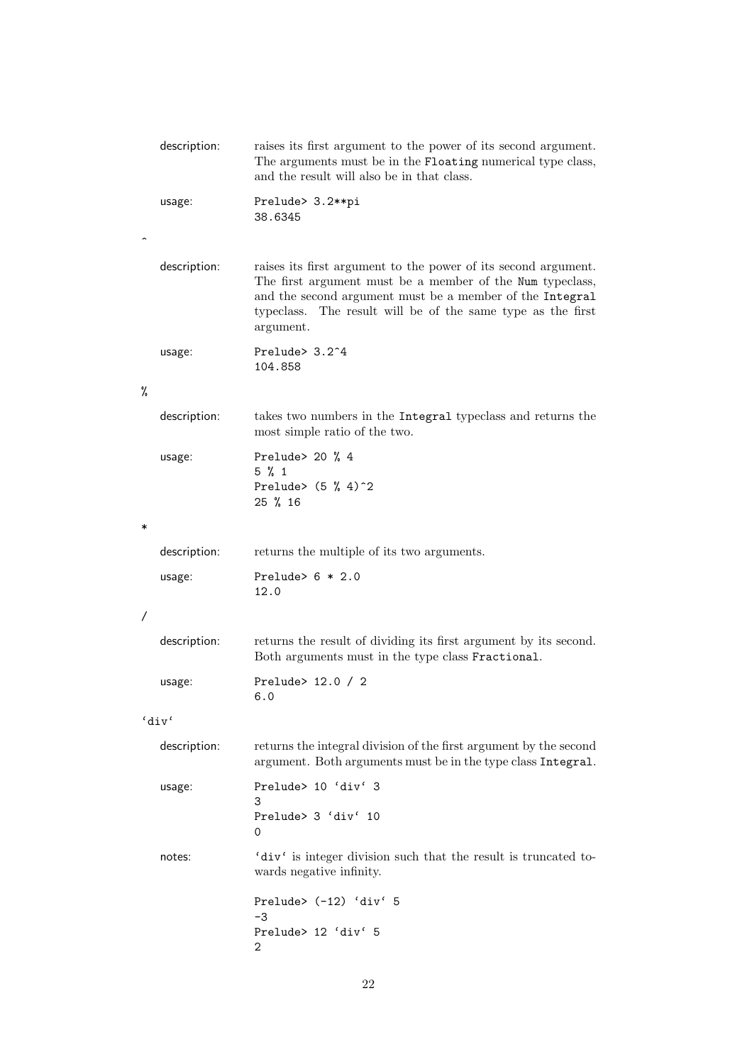description: raises its first argument to the power of its second argument. The arguments must be in the `Floating` numerical type class, and the result will also be in that class.

usage:
```
Prelude> 3.2**pi
38.6345
```

### ^

description: raises its first argument to the power of its second argument. The first argument must be a member of the `Num` typeclass, and the second argument must be a member of the `Integral` typeclass. The result will be of the same type as the first argument.

usage:
```
Prelude> 3.2^4
104.858
```

### %

description: takes two numbers in the `Integral` typeclass and returns the most simple ratio of the two.

usage:
```
Prelude> 20 % 4
5 % 1
Prelude> (5 % 4)^2
25 % 16
```

### *

description: returns the multiple of its two arguments.

usage:
```
Prelude> 6 * 2.0
12.0
```

### /

description: returns the result of dividing its first argument by its second. Both arguments must in the type class `Fractional`.

usage:
```
Prelude> 12.0 / 2
6.0
```

### `div`

description: returns the integral division of the first argument by the second argument. Both arguments must be in the type class `Integral`.

usage:
```
Prelude> 10 `div` 3
3
Prelude> 3 `div` 10
0
```

notes: `div` is integer division such that the result is truncated towards negative infinity.

```
Prelude> (-12) `div` 5
-3
Prelude> 12 `div` 5
2
```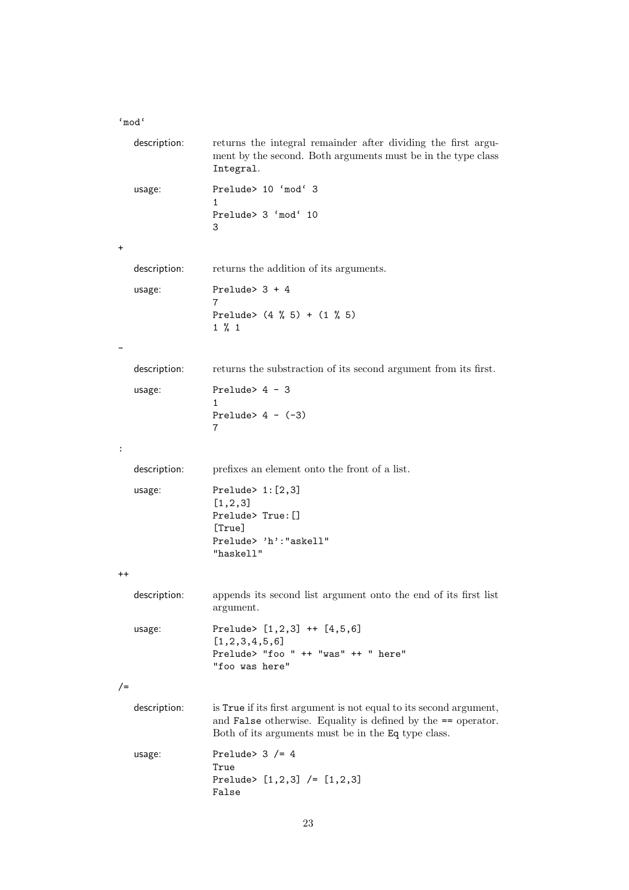`mod`

description: returns the integral remainder after dividing the first argument by the second. Both arguments must be in the type class `Integral`.

usage:

```
Prelude> 10 `mod` 3
1
Prelude> 3 `mod` 10
3
```

+

description: returns the addition of its arguments.

usage:

```
Prelude> 3 + 4
7
Prelude> (4 % 5) + (1 % 5)
1 % 1
```

-

description: returns the substraction of its second argument from its first.

usage:

```
Prelude> 4 - 3
1
Prelude> 4 - (-3)
7
```

:

description: prefixes an element onto the front of a list.

usage:

```
Prelude> 1:[2,3]
[1,2,3]
Prelude> True:[]
[True]
Prelude> 'h':"askell"
"haskell"
```

++

description: appends its second list argument onto the end of its first list argument.

usage:

```
Prelude> [1,2,3] ++ [4,5,6]
[1,2,3,4,5,6]
Prelude> "foo " ++ "was" ++ " here"
"foo was here"
```

/=

description: is `True` if its first argument is not equal to its second argument, and `False` otherwise. Equality is defined by the `==` operator. Both of its arguments must be in the `Eq` type class.

usage:

```
Prelude> 3 /= 4
True
Prelude> [1,2,3] /= [1,2,3]
False
```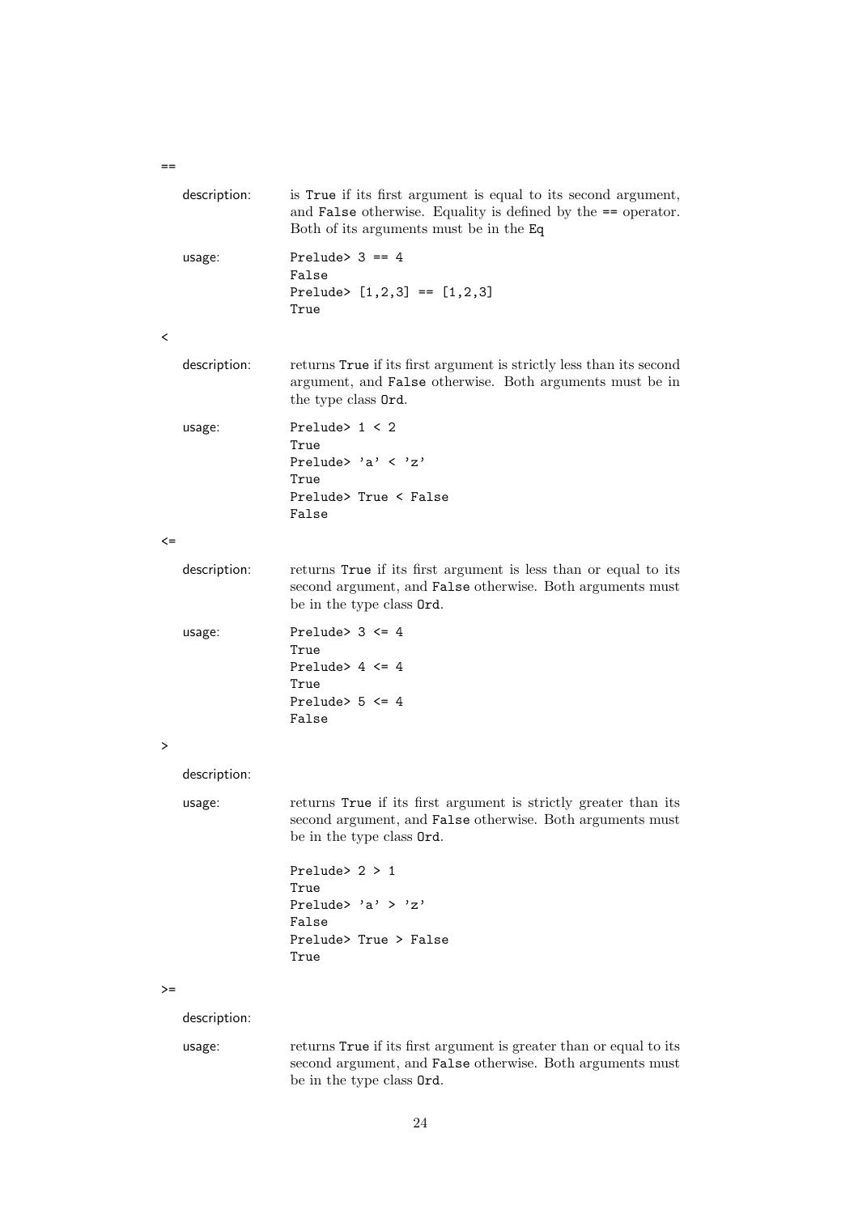==

description: is True if its first argument is equal to its second argument, and False otherwise. Equality is defined by the == operator. Both of its arguments must be in the Eq

usage:
```
Prelude> 3 == 4
False
Prelude> [1,2,3] == [1,2,3]
True
```

<

description: returns True if its first argument is strictly less than its second argument, and False otherwise. Both arguments must be in the type class Ord.

usage:
```
Prelude> 1 < 2
True
Prelude> 'a' < 'z'
True
Prelude> True < False
False
```

<=

description: returns True if its first argument is less than or equal to its second argument, and False otherwise. Both arguments must be in the type class Ord.

usage:
```
Prelude> 3 <= 4
True
Prelude> 4 <= 4
True
Prelude> 5 <= 4
False
```

>

description:

usage: returns True if its first argument is strictly greater than its second argument, and False otherwise. Both arguments must be in the type class Ord.

```
Prelude> 2 > 1
True
Prelude> 'a' > 'z'
False
Prelude> True > False
True
```

>=

description:

usage: returns True if its first argument is greater than or equal to its second argument, and False otherwise. Both arguments must be in the type class Ord.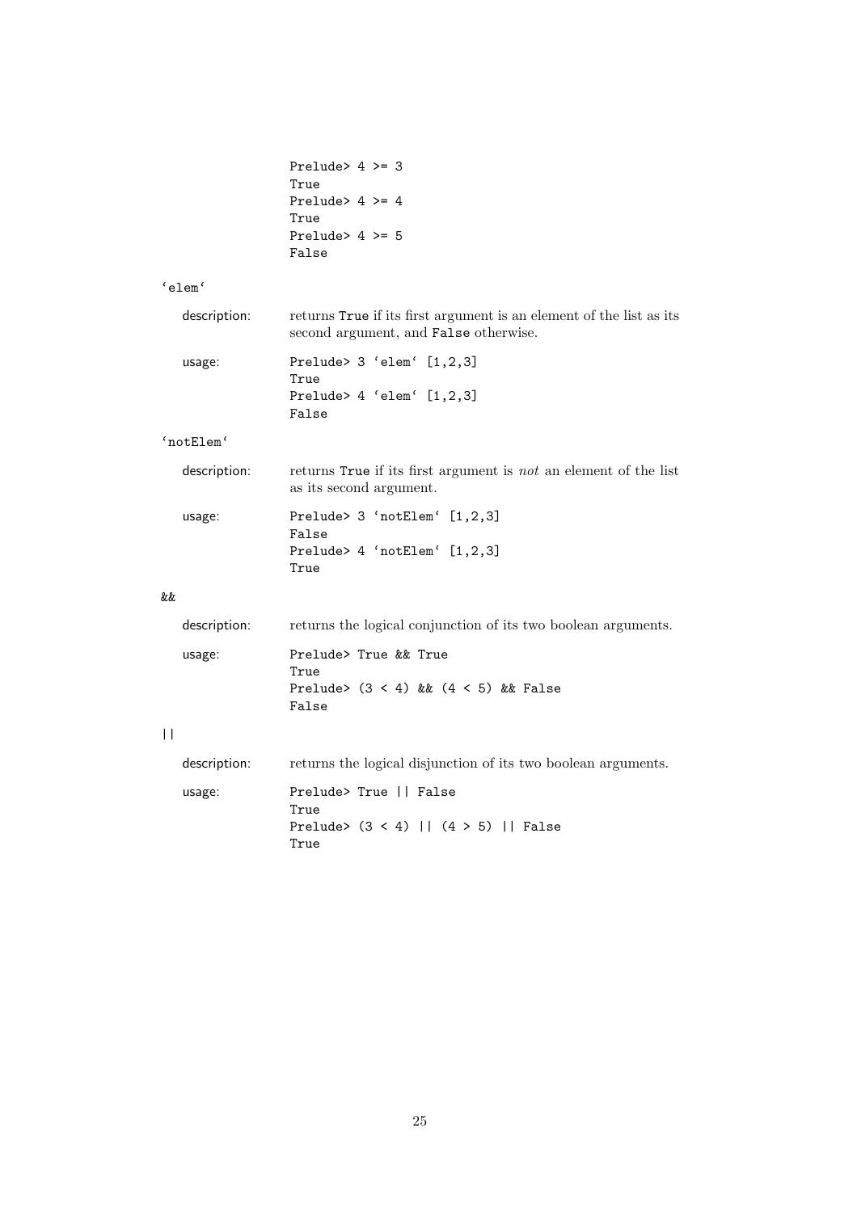```
Prelude> 4 >= 3
True
Prelude> 4 >= 4
True
Prelude> 4 >= 5
False
```

### `elem`

description: returns True if its first argument is an element of the list as its second argument, and False otherwise.

usage:

```
Prelude> 3 `elem` [1,2,3]
True
Prelude> 4 `elem` [1,2,3]
False
```

### `notElem`

description: returns True if its first argument is *not* an element of the list as its second argument.

usage:

```
Prelude> 3 `notElem` [1,2,3]
False
Prelude> 4 `notElem` [1,2,3]
True
```

### &&

description: returns the logical conjunction of its two boolean arguments.

usage:

```
Prelude> True && True
True
Prelude> (3 < 4) && (4 < 5) && False
False
```

### ||

description: returns the logical disjunction of its two boolean arguments.

usage:

```
Prelude> True || False
True
Prelude> (3 < 4) || (4 > 5) || False
True
```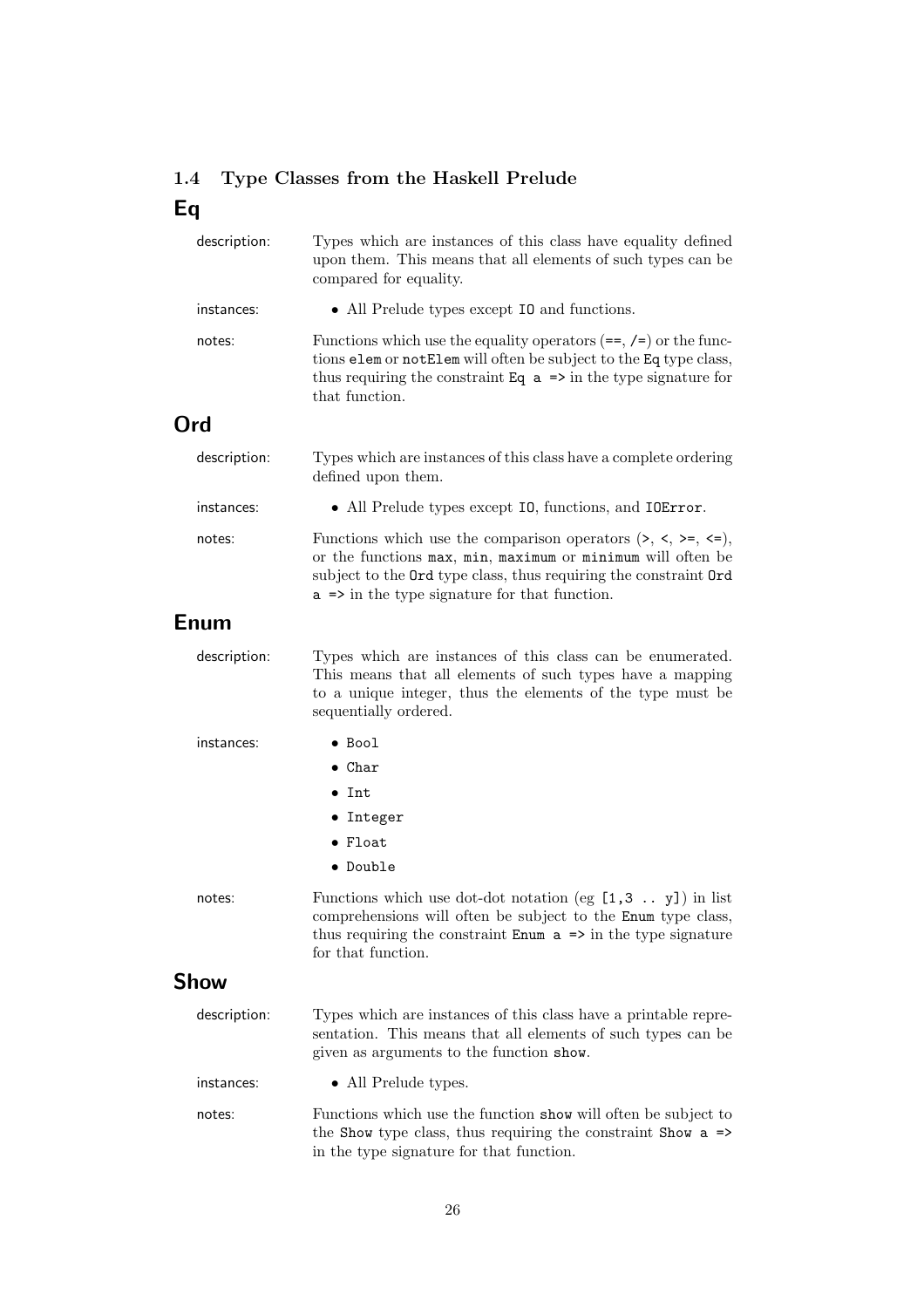### 1.4 Type Classes from the Haskell Prelude

## Eq

**description:** Types which are instances of this class have equality defined upon them. This means that all elements of such types can be compared for equality.

**instances:**
- All Prelude types except `IO` and functions.

**notes:** Functions which use the equality operators (`==`, `/=`) or the functions `elem` or `notElem` will often be subject to the `Eq` type class, thus requiring the constraint `Eq a =>` in the type signature for that function.

## Ord

**description:** Types which are instances of this class have a complete ordering defined upon them.

**instances:**
- All Prelude types except `IO`, functions, and `IOError`.

**notes:** Functions which use the comparison operators (`>`, `<`, `>=`, `<=`), or the functions `max`, `min`, `maximum` or `minimum` will often be subject to the `Ord` type class, thus requiring the constraint `Ord a =>` in the type signature for that function.

## Enum

**description:** Types which are instances of this class can be enumerated. This means that all elements of such types have a mapping to a unique integer, thus the elements of the type must be sequentially ordered.

**instances:**
- `Bool`
- `Char`
- `Int`
- `Integer`
- `Float`
- `Double`

**notes:** Functions which use dot-dot notation (eg `[1,3 .. y]`) in list comprehensions will often be subject to the `Enum` type class, thus requiring the constraint `Enum a =>` in the type signature for that function.

## Show

**description:** Types which are instances of this class have a printable representation. This means that all elements of such types can be given as arguments to the function `show`.

**instances:**
- All Prelude types.

**notes:** Functions which use the function `show` will often be subject to the `Show` type class, thus requiring the constraint `Show a =>` in the type signature for that function.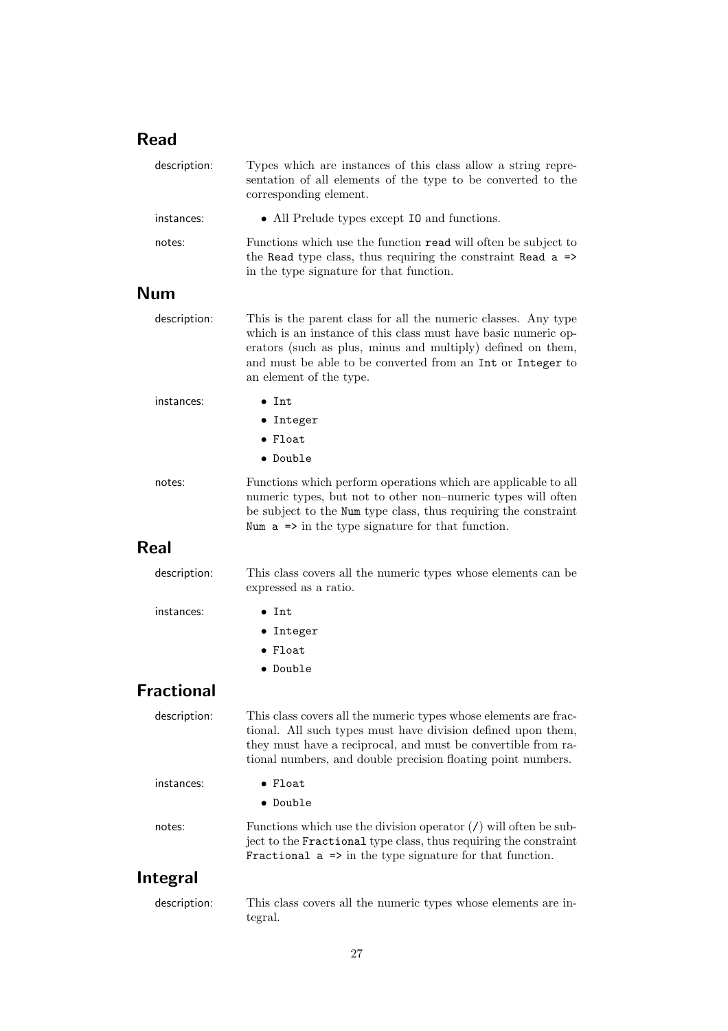## Read

**description:** Types which are instances of this class allow a string representation of all elements of the type to be converted to the corresponding element.

**instances:**

- All Prelude types except `IO` and functions.

**notes:** Functions which use the function `read` will often be subject to the `Read` type class, thus requiring the constraint `Read a =>` in the type signature for that function.

## Num

**description:** This is the parent class for all the numeric classes. Any type which is an instance of this class must have basic numeric operators (such as plus, minus and multiply) defined on them, and must be able to be converted from an `Int` or `Integer` to an element of the type.

**instances:**

- `Int`
- `Integer`
- `Float`
- `Double`

**notes:** Functions which perform operations which are applicable to all numeric types, but not to other non–numeric types will often be subject to the `Num` type class, thus requiring the constraint `Num a =>` in the type signature for that function.

## Real

**description:** This class covers all the numeric types whose elements can be expressed as a ratio.

**instances:**

- `Int`
- `Integer`
- `Float`
- `Double`

## Fractional

**description:** This class covers all the numeric types whose elements are fractional. All such types must have division defined upon them, they must have a reciprocal, and must be convertible from rational numbers, and double precision floating point numbers.

**instances:**

- `Float`
- `Double`

**notes:** Functions which use the division operator (`/`) will often be subject to the `Fractional` type class, thus requiring the constraint `Fractional a =>` in the type signature for that function.

## Integral

**description:** This class covers all the numeric types whose elements are integral.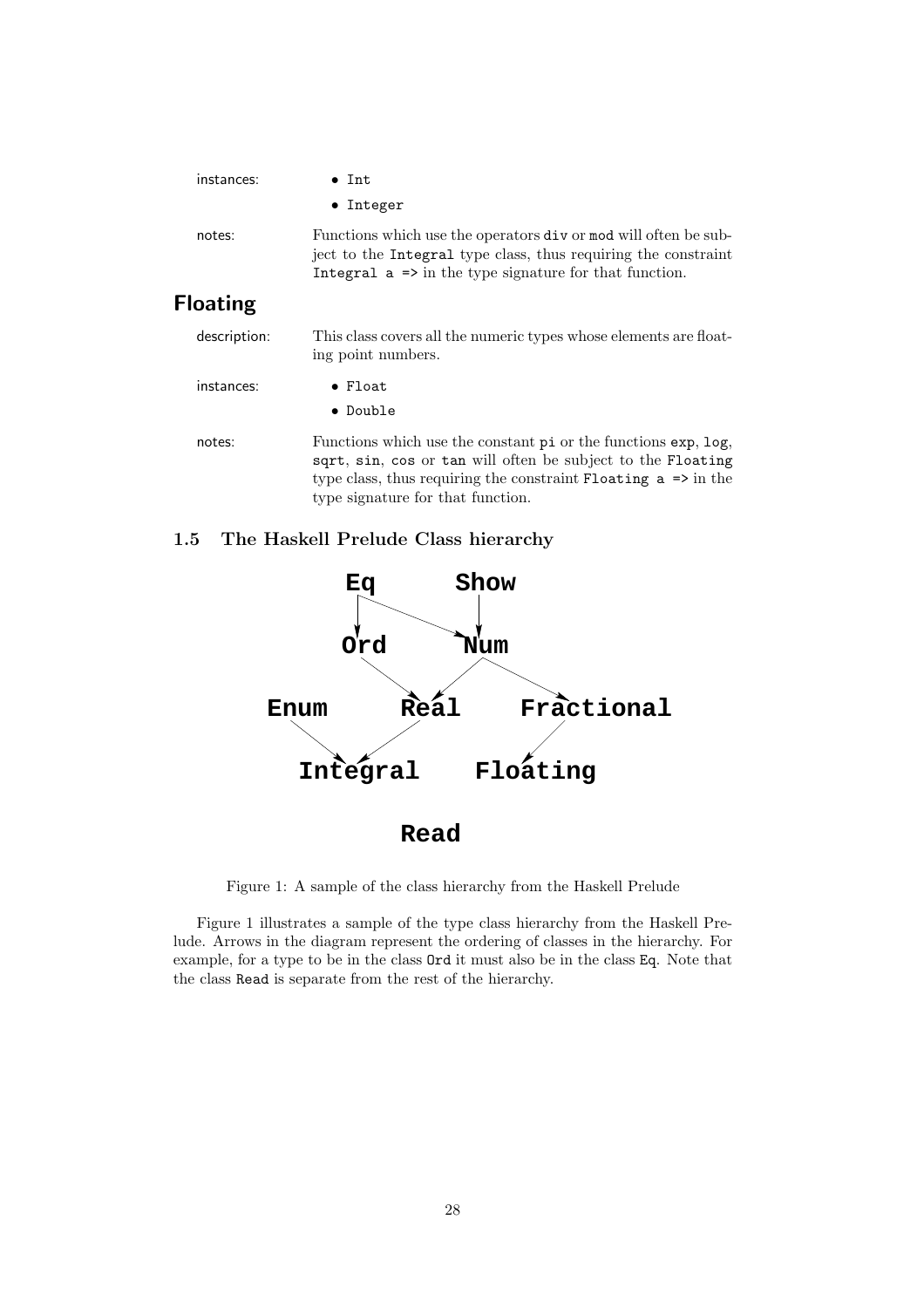instances:
- `Int`
- `Integer`

notes: Functions which use the operators `div` or `mod` will often be subject to the `Integral` type class, thus requiring the constraint `Integral a =>` in the type signature for that function.

## Floating

description: This class covers all the numeric types whose elements are floating point numbers.

instances:
- `Float`
- `Double`

notes: Functions which use the constant `pi` or the functions `exp`, `log`, `sqrt`, `sin`, `cos` or `tan` will often be subject to the `Floating` type class, thus requiring the constraint `Floating a =>` in the type signature for that function.

### 1.5 The Haskell Prelude Class hierarchy

Eq
Show
Ord
Num
Enum
Real
Fractional
Integral
Floating
Read

Figure 1: A sample of the class hierarchy from the Haskell Prelude

Figure 1 illustrates a sample of the type class hierarchy from the Haskell Prelude. Arrows in the diagram represent the ordering of classes in the hierarchy. For example, for a type to be in the class `Ord` it must also be in the class `Eq`. Note that the class `Read` is separate from the rest of the hierarchy.